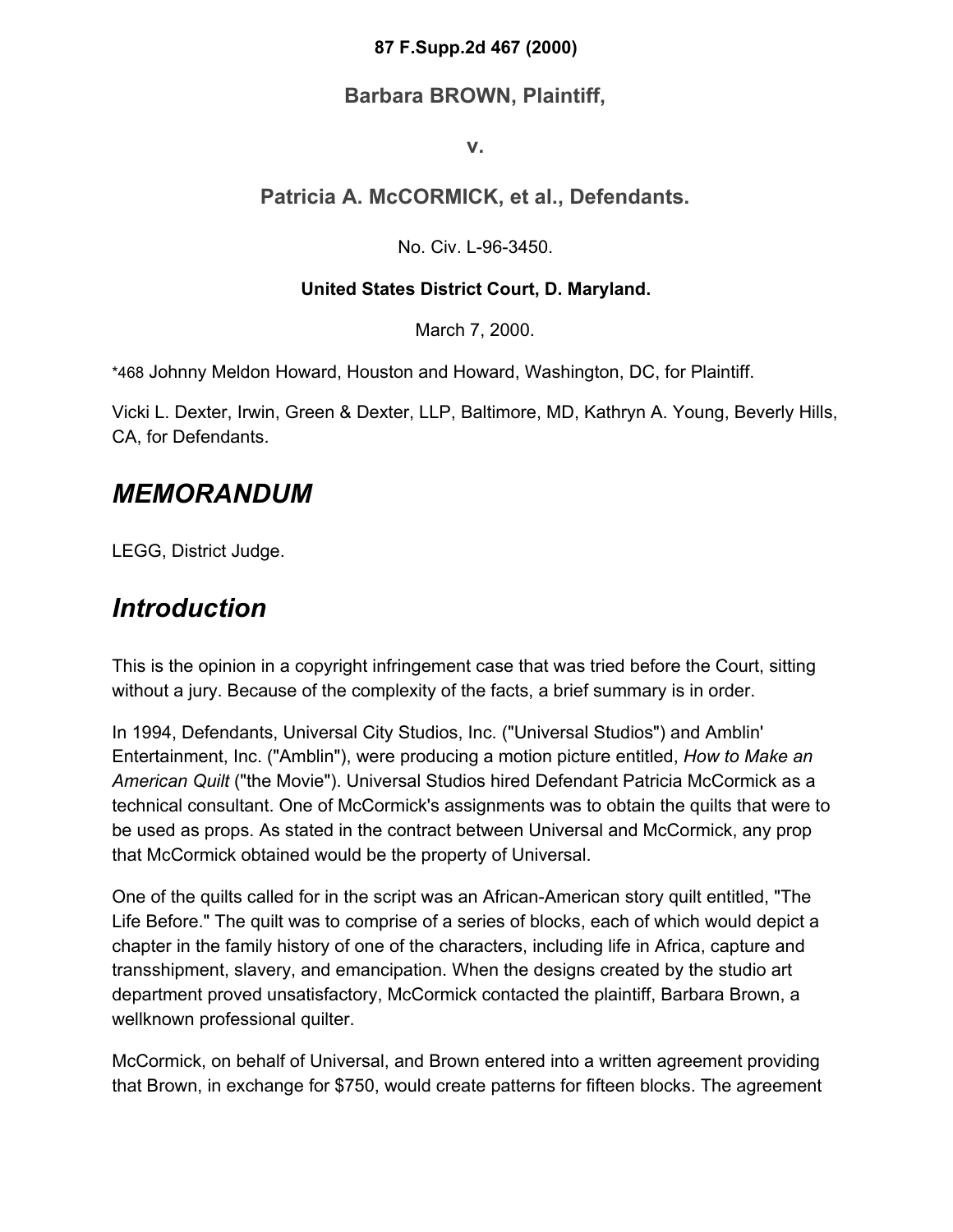**87 F.Supp.2d 467 (2000)**

**Barbara BROWN, Plaintiff,**

**v.**

**Patricia A. McCORMICK, et al., Defendants.**

No. Civ. L-96-3450.

**United States District Court, D. Maryland.**

March 7, 2000.

*468 Johnny Meldon Howard, Houston and Howard, Washington, DC, for Plaintiff.

Vicki L. Dexter, Irwin, Green & Dexter, LLP, Baltimore, MD, Kathryn A. Young, Beverly Hills, CA, for Defendants.

# *MEMORANDUM*

LEGG, District Judge.

# *Introduction*

This is the opinion in a copyright infringement case that was tried before the Court, sitting without a jury. Because of the complexity of the facts, a brief summary is in order.

In 1994, Defendants, Universal City Studios, Inc. ("Universal Studios") and Amblin' Entertainment, Inc. ("Amblin"), were producing a motion picture entitled, *How to Make an American Quilt* ("the Movie"). Universal Studios hired Defendant Patricia McCormick as a technical consultant. One of McCormick's assignments was to obtain the quilts that were to be used as props. As stated in the contract between Universal and McCormick, any prop that McCormick obtained would be the property of Universal.

One of the quilts called for in the script was an African-American story quilt entitled, "The Life Before." The quilt was to comprise of a series of blocks, each of which would depict a chapter in the family history of one of the characters, including life in Africa, capture and transshipment, slavery, and emancipation. When the designs created by the studio art department proved unsatisfactory, McCormick contacted the plaintiff, Barbara Brown, a wellknown professional quilter.

McCormick, on behalf of Universal, and Brown entered into a written agreement providing that Brown, in exchange for $750, would create patterns for fifteen blocks. The agreement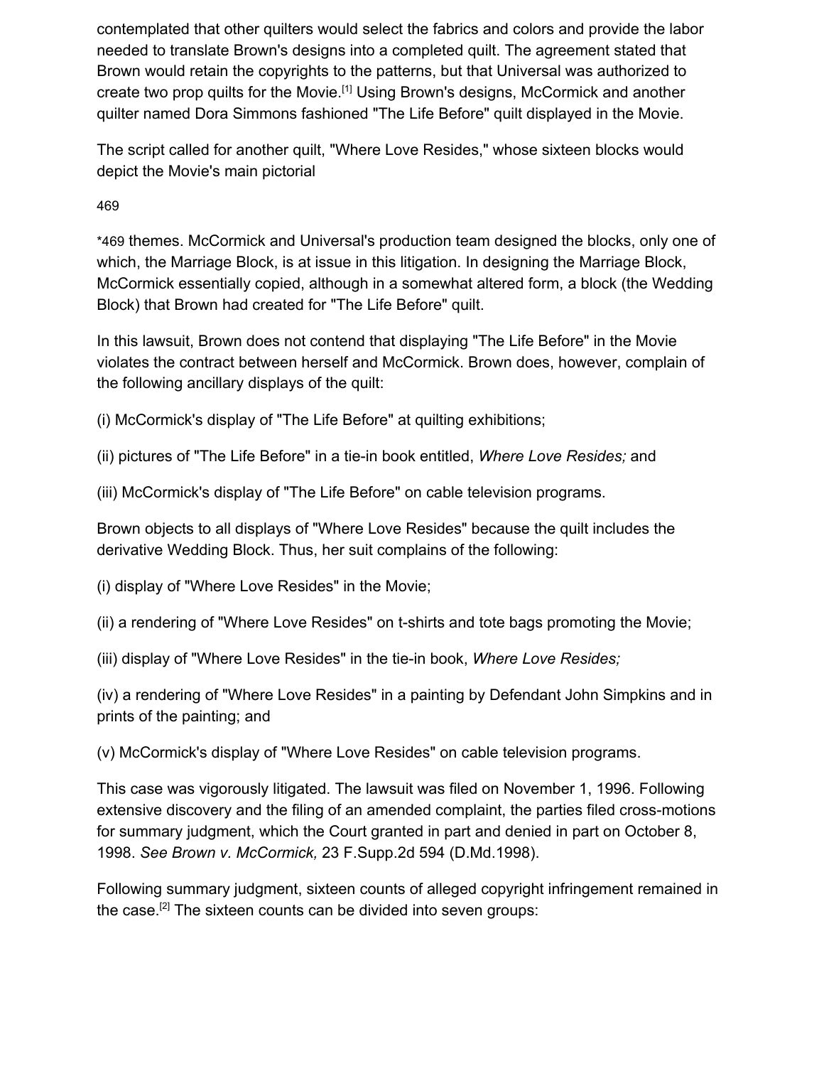contemplated that other quilters would select the fabrics and colors and provide the labor needed to translate Brown's designs into a completed quilt. The agreement stated that Brown would retain the copyrights to the patterns, but that Universal was authorized to create two prop quilts for the Movie.[1] Using Brown's designs, McCormick and another quilter named Dora Simmons fashioned "The Life Before" quilt displayed in the Movie.

The script called for another quilt, "Where Love Resides," whose sixteen blocks would depict the Movie's main pictorial

*469 themes. McCormick and Universal's production team designed the blocks, only one of which, the Marriage Block, is at issue in this litigation. In designing the Marriage Block, McCormick essentially copied, although in a somewhat altered form, a block (the Wedding Block) that Brown had created for "The Life Before" quilt.

In this lawsuit, Brown does not contend that displaying "The Life Before" in the Movie violates the contract between herself and McCormick. Brown does, however, complain of the following ancillary displays of the quilt:

(i) McCormick's display of "The Life Before" at quilting exhibitions;

(ii) pictures of "The Life Before" in a tie-in book entitled, *Where Love Resides;* and

(iii) McCormick's display of "The Life Before" on cable television programs.

Brown objects to all displays of "Where Love Resides" because the quilt includes the derivative Wedding Block. Thus, her suit complains of the following:

(i) display of "Where Love Resides" in the Movie;

(ii) a rendering of "Where Love Resides" on t-shirts and tote bags promoting the Movie;

(iii) display of "Where Love Resides" in the tie-in book, *Where Love Resides;*

(iv) a rendering of "Where Love Resides" in a painting by Defendant John Simpkins and in prints of the painting; and

(v) McCormick's display of "Where Love Resides" on cable television programs.

This case was vigorously litigated. The lawsuit was filed on November 1, 1996. Following extensive discovery and the filing of an amended complaint, the parties filed cross-motions for summary judgment, which the Court granted in part and denied in part on October 8, 1998. *See Brown v. McCormick,* 23 F.Supp.2d 594 (D.Md.1998).

Following summary judgment, sixteen counts of alleged copyright infringement remained in the case.[2] The sixteen counts can be divided into seven groups: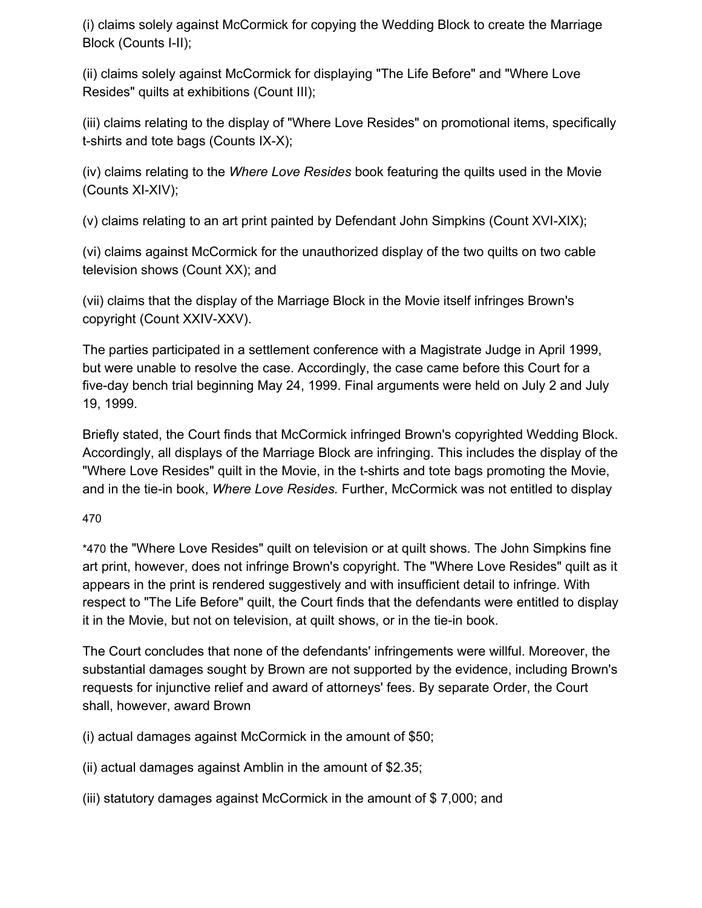(i) claims solely against McCormick for copying the Wedding Block to create the Marriage Block (Counts I-II);

(ii) claims solely against McCormick for displaying "The Life Before" and "Where Love Resides" quilts at exhibitions (Count III);

(iii) claims relating to the display of "Where Love Resides" on promotional items, specifically t-shirts and tote bags (Counts IX-X);

(iv) claims relating to the *Where Love Resides* book featuring the quilts used in the Movie (Counts XI-XIV);

(v) claims relating to an art print painted by Defendant John Simpkins (Count XVI-XIX);

(vi) claims against McCormick for the unauthorized display of the two quilts on two cable television shows (Count XX); and

(vii) claims that the display of the Marriage Block in the Movie itself infringes Brown's copyright (Count XXIV-XXV).

The parties participated in a settlement conference with a Magistrate Judge in April 1999, but were unable to resolve the case. Accordingly, the case came before this Court for a five-day bench trial beginning May 24, 1999. Final arguments were held on July 2 and July 19, 1999.

Briefly stated, the Court finds that McCormick infringed Brown's copyrighted Wedding Block. Accordingly, all displays of the Marriage Block are infringing. This includes the display of the "Where Love Resides" quilt in the Movie, in the t-shirts and tote bags promoting the Movie, and in the tie-in book, *Where Love Resides.* Further, McCormick was not entitled to display

470

*470 the "Where Love Resides" quilt on television or at quilt shows. The John Simpkins fine art print, however, does not infringe Brown's copyright. The "Where Love Resides" quilt as it appears in the print is rendered suggestively and with insufficient detail to infringe. With respect to "The Life Before" quilt, the Court finds that the defendants were entitled to display it in the Movie, but not on television, at quilt shows, or in the tie-in book.

The Court concludes that none of the defendants' infringements were willful. Moreover, the substantial damages sought by Brown are not supported by the evidence, including Brown's requests for injunctive relief and award of attorneys' fees. By separate Order, the Court shall, however, award Brown

(i) actual damages against McCormick in the amount of $50;

(ii) actual damages against Amblin in the amount of $2.35;

(iii) statutory damages against McCormick in the amount of $ 7,000; and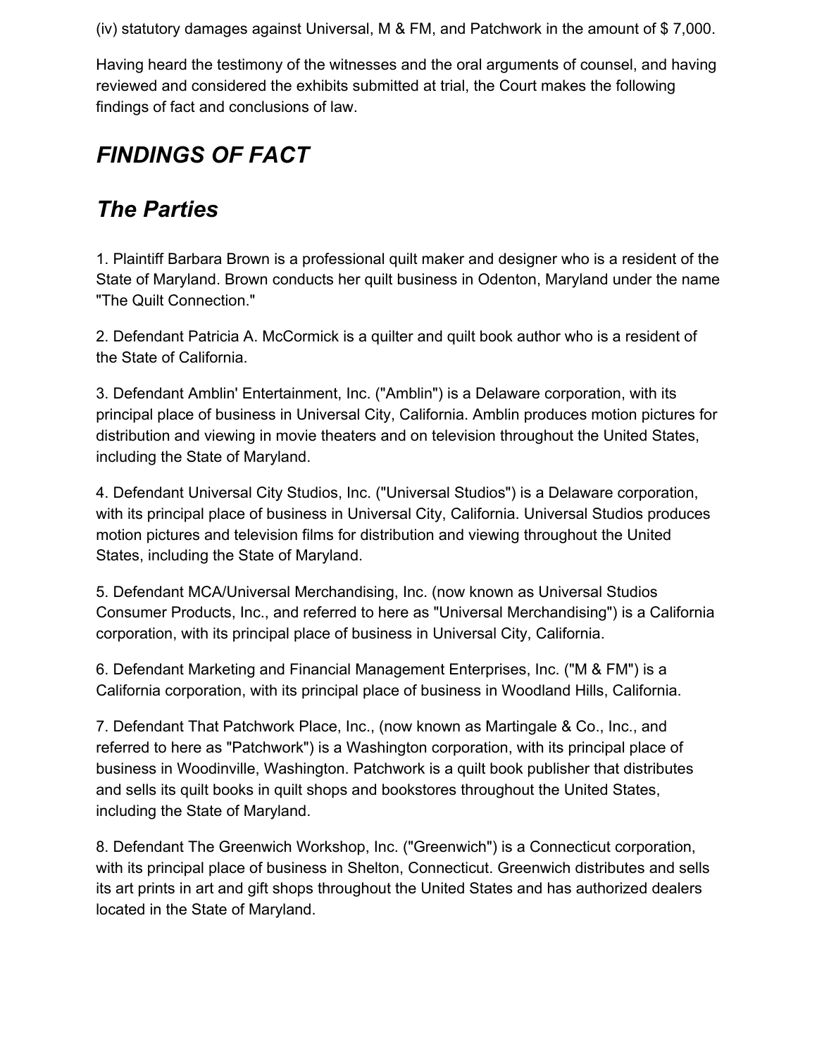(iv) statutory damages against Universal, M & FM, and Patchwork in the amount of $ 7,000.

Having heard the testimony of the witnesses and the oral arguments of counsel, and having reviewed and considered the exhibits submitted at trial, the Court makes the following findings of fact and conclusions of law.

## *FINDINGS OF FACT*

## *The Parties*

1. Plaintiff Barbara Brown is a professional quilt maker and designer who is a resident of the State of Maryland. Brown conducts her quilt business in Odenton, Maryland under the name "The Quilt Connection."

2. Defendant Patricia A. McCormick is a quilter and quilt book author who is a resident of the State of California.

3. Defendant Amblin' Entertainment, Inc. ("Amblin") is a Delaware corporation, with its principal place of business in Universal City, California. Amblin produces motion pictures for distribution and viewing in movie theaters and on television throughout the United States, including the State of Maryland.

4. Defendant Universal City Studios, Inc. ("Universal Studios") is a Delaware corporation, with its principal place of business in Universal City, California. Universal Studios produces motion pictures and television films for distribution and viewing throughout the United States, including the State of Maryland.

5. Defendant MCA/Universal Merchandising, Inc. (now known as Universal Studios Consumer Products, Inc., and referred to here as "Universal Merchandising") is a California corporation, with its principal place of business in Universal City, California.

6. Defendant Marketing and Financial Management Enterprises, Inc. ("M & FM") is a California corporation, with its principal place of business in Woodland Hills, California.

7. Defendant That Patchwork Place, Inc., (now known as Martingale & Co., Inc., and referred to here as "Patchwork") is a Washington corporation, with its principal place of business in Woodinville, Washington. Patchwork is a quilt book publisher that distributes and sells its quilt books in quilt shops and bookstores throughout the United States, including the State of Maryland.

8. Defendant The Greenwich Workshop, Inc. ("Greenwich") is a Connecticut corporation, with its principal place of business in Shelton, Connecticut. Greenwich distributes and sells its art prints in art and gift shops throughout the United States and has authorized dealers located in the State of Maryland.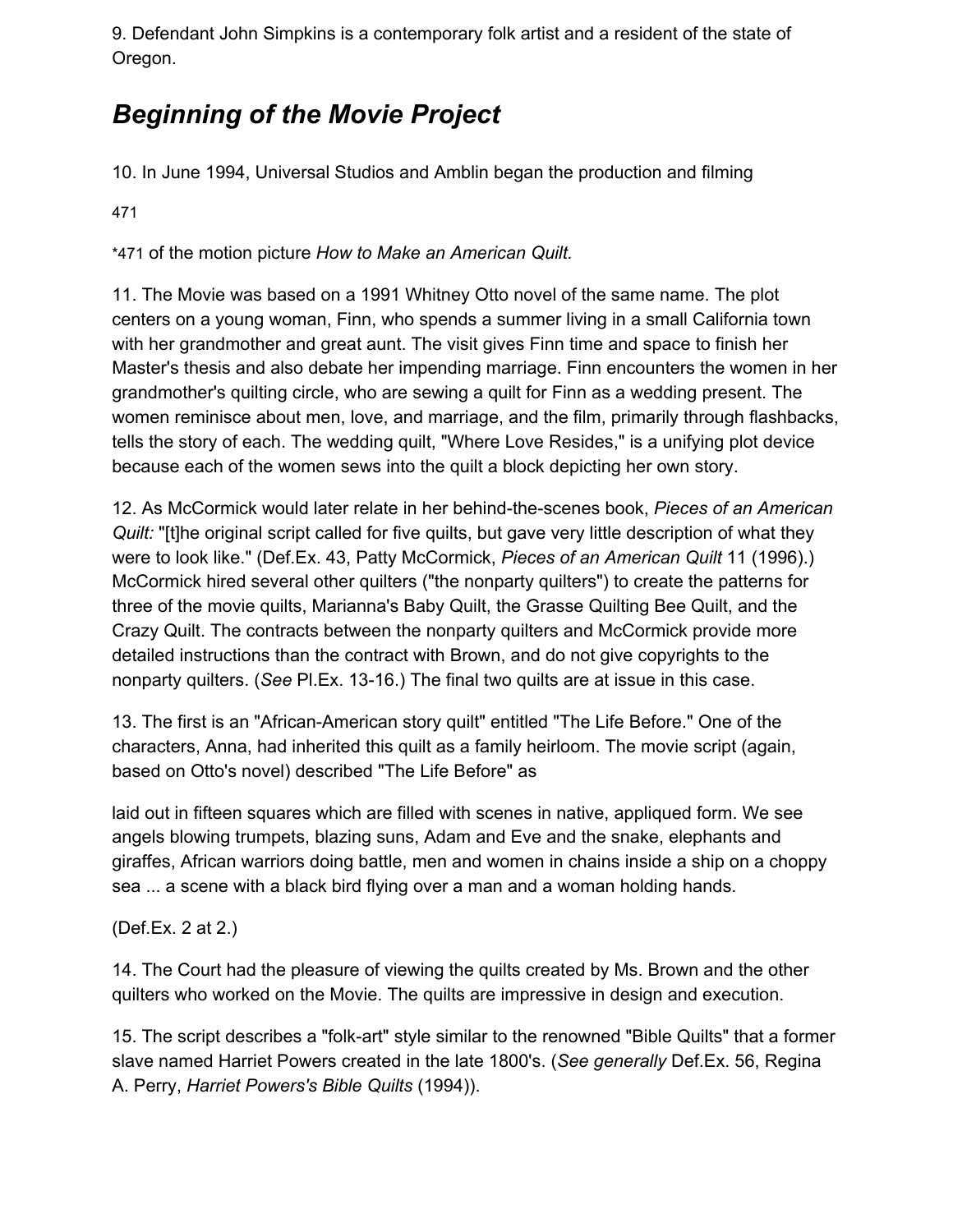9. Defendant John Simpkins is a contemporary folk artist and a resident of the state of Oregon.

## *Beginning of the Movie Project*

10. In June 1994, Universal Studios and Amblin began the production and filming

*471 of the motion picture *How to Make an American Quilt.*

11. The Movie was based on a 1991 Whitney Otto novel of the same name. The plot centers on a young woman, Finn, who spends a summer living in a small California town with her grandmother and great aunt. The visit gives Finn time and space to finish her Master's thesis and also debate her impending marriage. Finn encounters the women in her grandmother's quilting circle, who are sewing a quilt for Finn as a wedding present. The women reminisce about men, love, and marriage, and the film, primarily through flashbacks, tells the story of each. The wedding quilt, "Where Love Resides," is a unifying plot device because each of the women sews into the quilt a block depicting her own story.

12. As McCormick would later relate in her behind-the-scenes book, *Pieces of an American Quilt:* "[t]he original script called for five quilts, but gave very little description of what they were to look like." (Def.Ex. 43, Patty McCormick, *Pieces of an American Quilt* 11 (1996).) McCormick hired several other quilters ("the nonparty quilters") to create the patterns for three of the movie quilts, Marianna's Baby Quilt, the Grasse Quilting Bee Quilt, and the Crazy Quilt. The contracts between the nonparty quilters and McCormick provide more detailed instructions than the contract with Brown, and do not give copyrights to the nonparty quilters. (*See* Pl.Ex. 13-16.) The final two quilts are at issue in this case.

13. The first is an "African-American story quilt" entitled "The Life Before." One of the characters, Anna, had inherited this quilt as a family heirloom. The movie script (again, based on Otto's novel) described "The Life Before" as

laid out in fifteen squares which are filled with scenes in native, appliqued form. We see angels blowing trumpets, blazing suns, Adam and Eve and the snake, elephants and giraffes, African warriors doing battle, men and women in chains inside a ship on a choppy sea ... a scene with a black bird flying over a man and a woman holding hands.

(Def.Ex. 2 at 2.)

14. The Court had the pleasure of viewing the quilts created by Ms. Brown and the other quilters who worked on the Movie. The quilts are impressive in design and execution.

15. The script describes a "folk-art" style similar to the renowned "Bible Quilts" that a former slave named Harriet Powers created in the late 1800's. (*See generally* Def.Ex. 56, Regina A. Perry, *Harriet Powers's Bible Quilts* (1994)).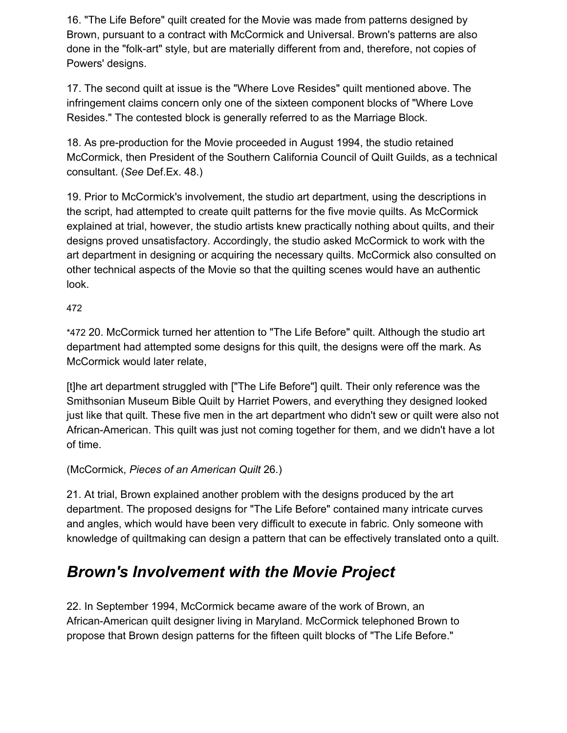16. "The Life Before" quilt created for the Movie was made from patterns designed by Brown, pursuant to a contract with McCormick and Universal. Brown's patterns are also done in the "folk-art" style, but are materially different from and, therefore, not copies of Powers' designs.

17. The second quilt at issue is the "Where Love Resides" quilt mentioned above. The infringement claims concern only one of the sixteen component blocks of "Where Love Resides." The contested block is generally referred to as the Marriage Block.

18. As pre-production for the Movie proceeded in August 1994, the studio retained McCormick, then President of the Southern California Council of Quilt Guilds, as a technical consultant. (*See* Def.Ex. 48.)

19. Prior to McCormick's involvement, the studio art department, using the descriptions in the script, had attempted to create quilt patterns for the five movie quilts. As McCormick explained at trial, however, the studio artists knew practically nothing about quilts, and their designs proved unsatisfactory. Accordingly, the studio asked McCormick to work with the art department in designing or acquiring the necessary quilts. McCormick also consulted on other technical aspects of the Movie so that the quilting scenes would have an authentic look.

*472 20. McCormick turned her attention to "The Life Before" quilt. Although the studio art department had attempted some designs for this quilt, the designs were off the mark. As McCormick would later relate,

> [t]he art department struggled with ["The Life Before"] quilt. Their only reference was the Smithsonian Museum Bible Quilt by Harriet Powers, and everything they designed looked just like that quilt. These five men in the art department who didn't sew or quilt were also not African-American. This quilt was just not coming together for them, and we didn't have a lot of time.

(McCormick, *Pieces of an American Quilt* 26.)

21. At trial, Brown explained another problem with the designs produced by the art department. The proposed designs for "The Life Before" contained many intricate curves and angles, which would have been very difficult to execute in fabric. Only someone with knowledge of quiltmaking can design a pattern that can be effectively translated onto a quilt.

## *Brown's Involvement with the Movie Project*

22. In September 1994, McCormick became aware of the work of Brown, an African-American quilt designer living in Maryland. McCormick telephoned Brown to propose that Brown design patterns for the fifteen quilt blocks of "The Life Before."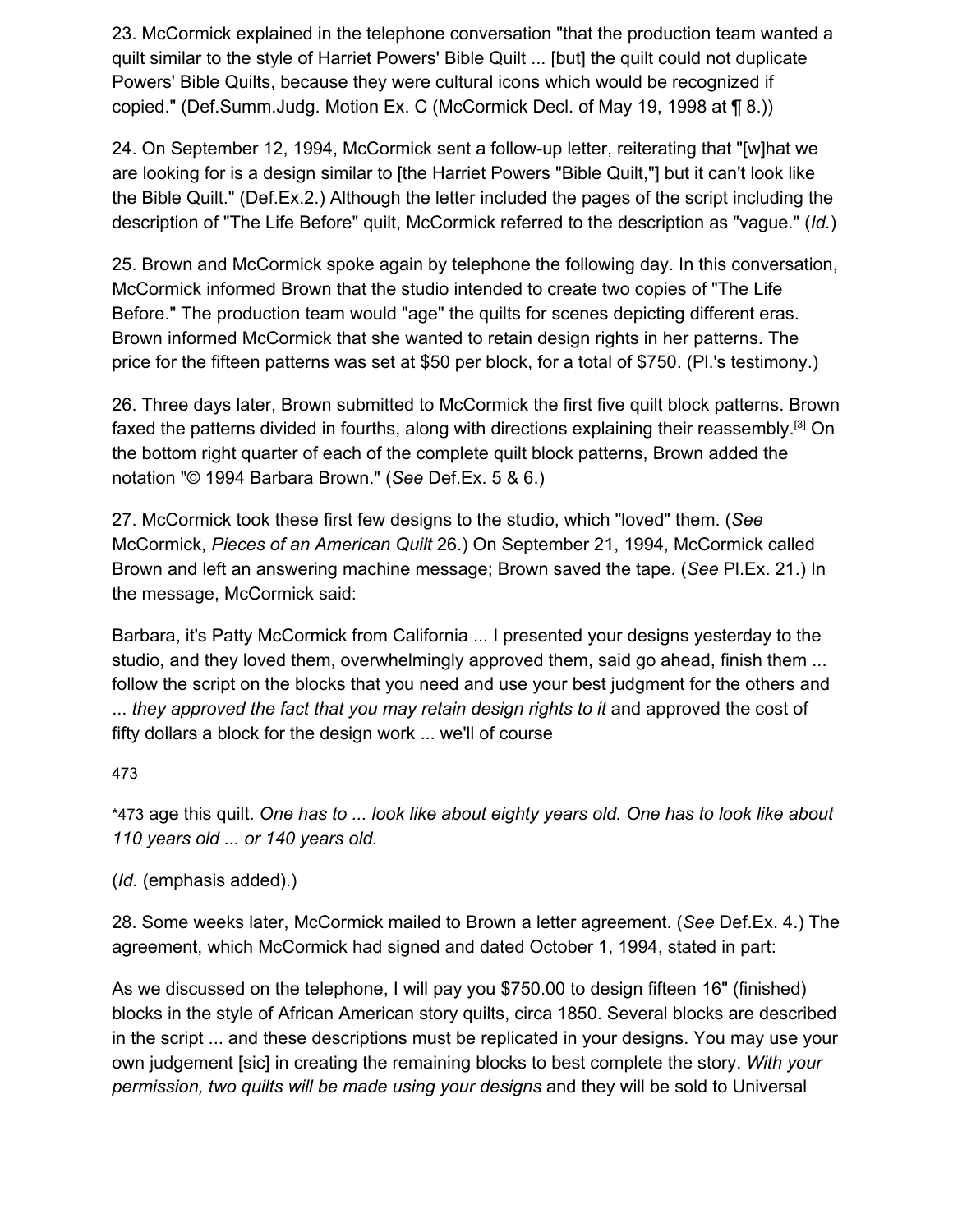23. McCormick explained in the telephone conversation "that the production team wanted a quilt similar to the style of Harriet Powers' Bible Quilt ... [but] the quilt could not duplicate Powers' Bible Quilts, because they were cultural icons which would be recognized if copied." (Def.Summ.Judg. Motion Ex. C (McCormick Decl. of May 19, 1998 at ¶ 8.))

24. On September 12, 1994, McCormick sent a follow-up letter, reiterating that "[w]hat we are looking for is a design similar to [the Harriet Powers "Bible Quilt,"] but it can't look like the Bible Quilt." (Def.Ex.2.) Although the letter included the pages of the script including the description of "The Life Before" quilt, McCormick referred to the description as "vague." (*Id.*)

25. Brown and McCormick spoke again by telephone the following day. In this conversation, McCormick informed Brown that the studio intended to create two copies of "The Life Before." The production team would "age" the quilts for scenes depicting different eras. Brown informed McCormick that she wanted to retain design rights in her patterns. The price for the fifteen patterns was set at $50 per block, for a total of $750. (Pl.'s testimony.)

26. Three days later, Brown submitted to McCormick the first five quilt block patterns. Brown faxed the patterns divided in fourths, along with directions explaining their reassembly.[3] On the bottom right quarter of each of the complete quilt block patterns, Brown added the notation "© 1994 Barbara Brown." (*See* Def.Ex. 5 & 6.)

27. McCormick took these first few designs to the studio, which "loved" them. (*See* McCormick, *Pieces of an American Quilt* 26.) On September 21, 1994, McCormick called Brown and left an answering machine message; Brown saved the tape. (*See* Pl.Ex. 21.) In the message, McCormick said:

Barbara, it's Patty McCormick from California ... I presented your designs yesterday to the studio, and they loved them, overwhelmingly approved them, said go ahead, finish them ... follow the script on the blocks that you need and use your best judgment for the others and ... *they approved the fact that you may retain design rights to it* and approved the cost of fifty dollars a block for the design work ... we'll of course

*473 age this quilt. *One has to ... look like about eighty years old. One has to look like about 110 years old ... or 140 years old.*

(*Id.* (emphasis added).)

28. Some weeks later, McCormick mailed to Brown a letter agreement. (*See* Def.Ex. 4.) The agreement, which McCormick had signed and dated October 1, 1994, stated in part:

As we discussed on the telephone, I will pay you $750.00 to design fifteen 16" (finished) blocks in the style of African American story quilts, circa 1850. Several blocks are described in the script ... and these descriptions must be replicated in your designs. You may use your own judgement [sic] in creating the remaining blocks to best complete the story. *With your permission, two quilts will be made using your designs* and they will be sold to Universal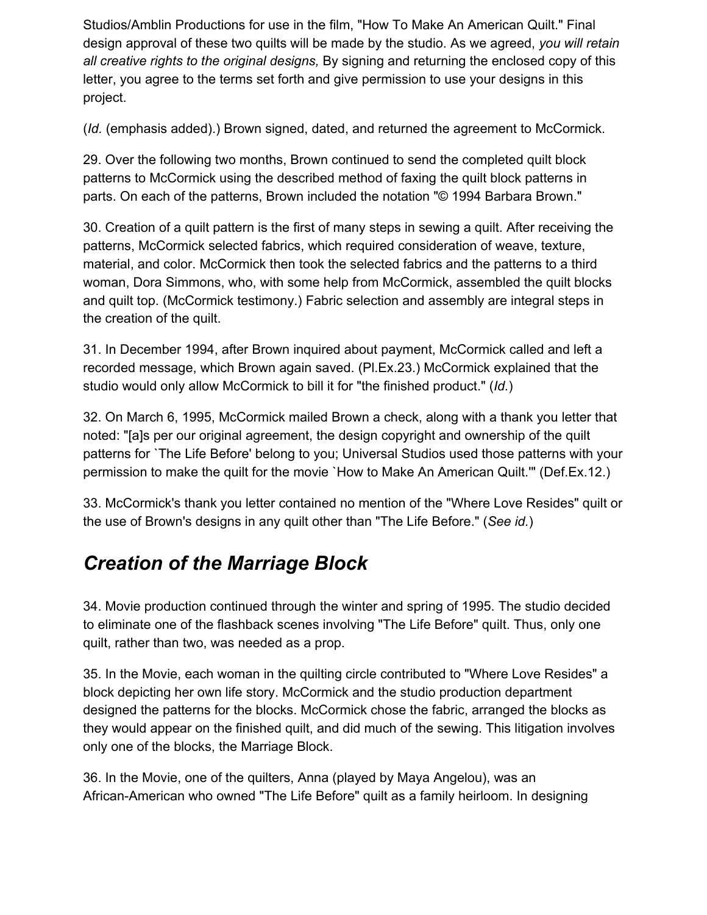Studios/Amblin Productions for use in the film, "How To Make An American Quilt." Final design approval of these two quilts will be made by the studio. As we agreed, *you will retain all creative rights to the original designs,* By signing and returning the enclosed copy of this letter, you agree to the terms set forth and give permission to use your designs in this project.

(*Id.* (emphasis added).) Brown signed, dated, and returned the agreement to McCormick.

29. Over the following two months, Brown continued to send the completed quilt block patterns to McCormick using the described method of faxing the quilt block patterns in parts. On each of the patterns, Brown included the notation "© 1994 Barbara Brown."

30. Creation of a quilt pattern is the first of many steps in sewing a quilt. After receiving the patterns, McCormick selected fabrics, which required consideration of weave, texture, material, and color. McCormick then took the selected fabrics and the patterns to a third woman, Dora Simmons, who, with some help from McCormick, assembled the quilt blocks and quilt top. (McCormick testimony.) Fabric selection and assembly are integral steps in the creation of the quilt.

31. In December 1994, after Brown inquired about payment, McCormick called and left a recorded message, which Brown again saved. (Pl.Ex.23.) McCormick explained that the studio would only allow McCormick to bill it for "the finished product." (*Id.*)

32. On March 6, 1995, McCormick mailed Brown a check, along with a thank you letter that noted: "[a]s per our original agreement, the design copyright and ownership of the quilt patterns for `The Life Before' belong to you; Universal Studios used those patterns with your permission to make the quilt for the movie `How to Make An American Quilt.'" (Def.Ex.12.)

33. McCormick's thank you letter contained no mention of the "Where Love Resides" quilt or the use of Brown's designs in any quilt other than "The Life Before." (*See id.*)

## *Creation of the Marriage Block*

34. Movie production continued through the winter and spring of 1995. The studio decided to eliminate one of the flashback scenes involving "The Life Before" quilt. Thus, only one quilt, rather than two, was needed as a prop.

35. In the Movie, each woman in the quilting circle contributed to "Where Love Resides" a block depicting her own life story. McCormick and the studio production department designed the patterns for the blocks. McCormick chose the fabric, arranged the blocks as they would appear on the finished quilt, and did much of the sewing. This litigation involves only one of the blocks, the Marriage Block.

36. In the Movie, one of the quilters, Anna (played by Maya Angelou), was an African-American who owned "The Life Before" quilt as a family heirloom. In designing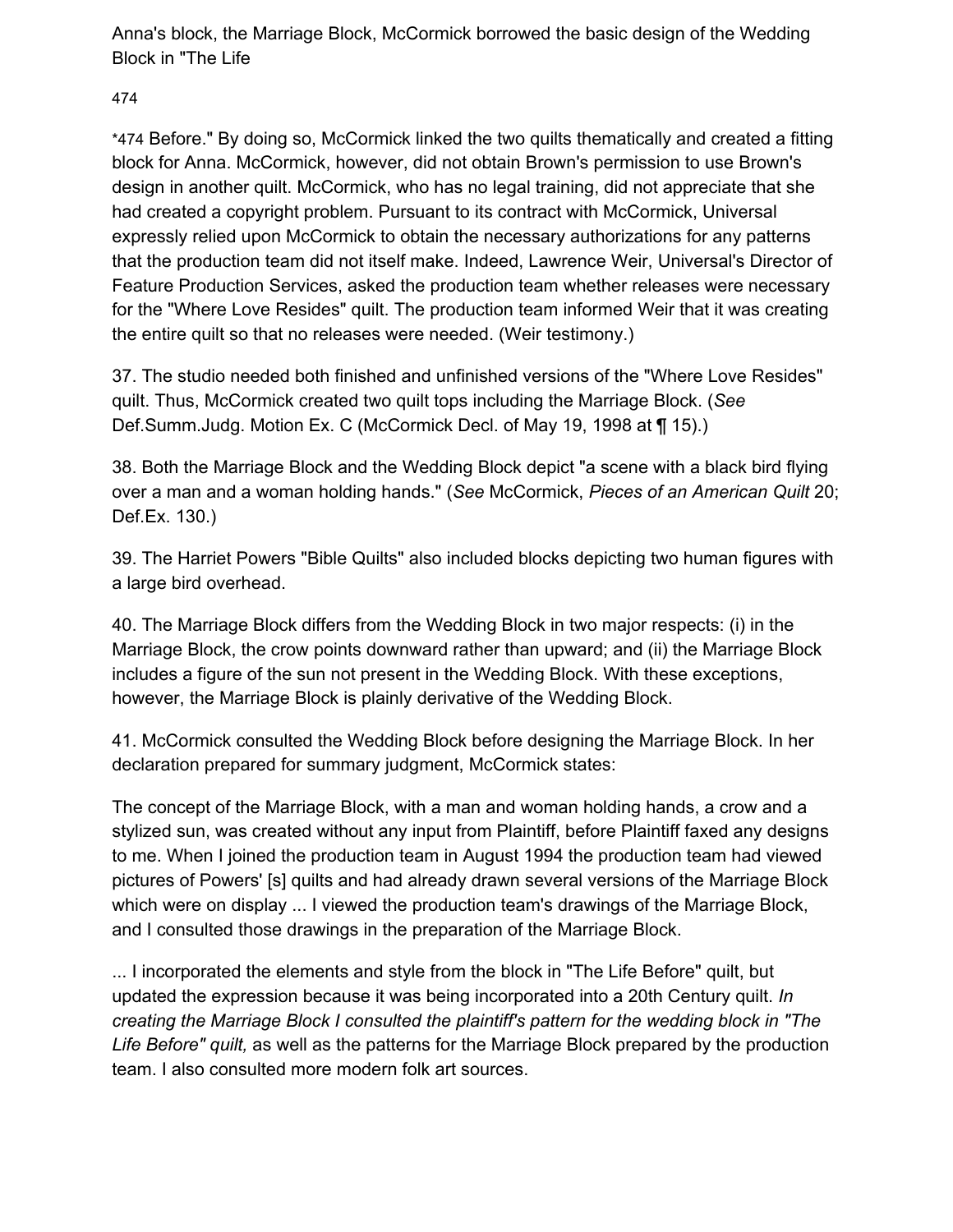Anna's block, the Marriage Block, McCormick borrowed the basic design of the Wedding Block in "The Life

474

*474 Before." By doing so, McCormick linked the two quilts thematically and created a fitting block for Anna. McCormick, however, did not obtain Brown's permission to use Brown's design in another quilt. McCormick, who has no legal training, did not appreciate that she had created a copyright problem. Pursuant to its contract with McCormick, Universal expressly relied upon McCormick to obtain the necessary authorizations for any patterns that the production team did not itself make. Indeed, Lawrence Weir, Universal's Director of Feature Production Services, asked the production team whether releases were necessary for the "Where Love Resides" quilt. The production team informed Weir that it was creating the entire quilt so that no releases were needed. (Weir testimony.)

37. The studio needed both finished and unfinished versions of the "Where Love Resides" quilt. Thus, McCormick created two quilt tops including the Marriage Block. (*See* Def.Summ.Judg. Motion Ex. C (McCormick Decl. of May 19, 1998 at ¶ 15).)

38. Both the Marriage Block and the Wedding Block depict "a scene with a black bird flying over a man and a woman holding hands." (*See* McCormick, *Pieces of an American Quilt* 20; Def.Ex. 130.)

39. The Harriet Powers "Bible Quilts" also included blocks depicting two human figures with a large bird overhead.

40. The Marriage Block differs from the Wedding Block in two major respects: (i) in the Marriage Block, the crow points downward rather than upward; and (ii) the Marriage Block includes a figure of the sun not present in the Wedding Block. With these exceptions, however, the Marriage Block is plainly derivative of the Wedding Block.

41. McCormick consulted the Wedding Block before designing the Marriage Block. In her declaration prepared for summary judgment, McCormick states:

The concept of the Marriage Block, with a man and woman holding hands, a crow and a stylized sun, was created without any input from Plaintiff, before Plaintiff faxed any designs to me. When I joined the production team in August 1994 the production team had viewed pictures of Powers' [s] quilts and had already drawn several versions of the Marriage Block which were on display ... I viewed the production team's drawings of the Marriage Block, and I consulted those drawings in the preparation of the Marriage Block.

... I incorporated the elements and style from the block in "The Life Before" quilt, but updated the expression because it was being incorporated into a 20th Century quilt. *In creating the Marriage Block I consulted the plaintiff's pattern for the wedding block in "The Life Before" quilt,* as well as the patterns for the Marriage Block prepared by the production team. I also consulted more modern folk art sources.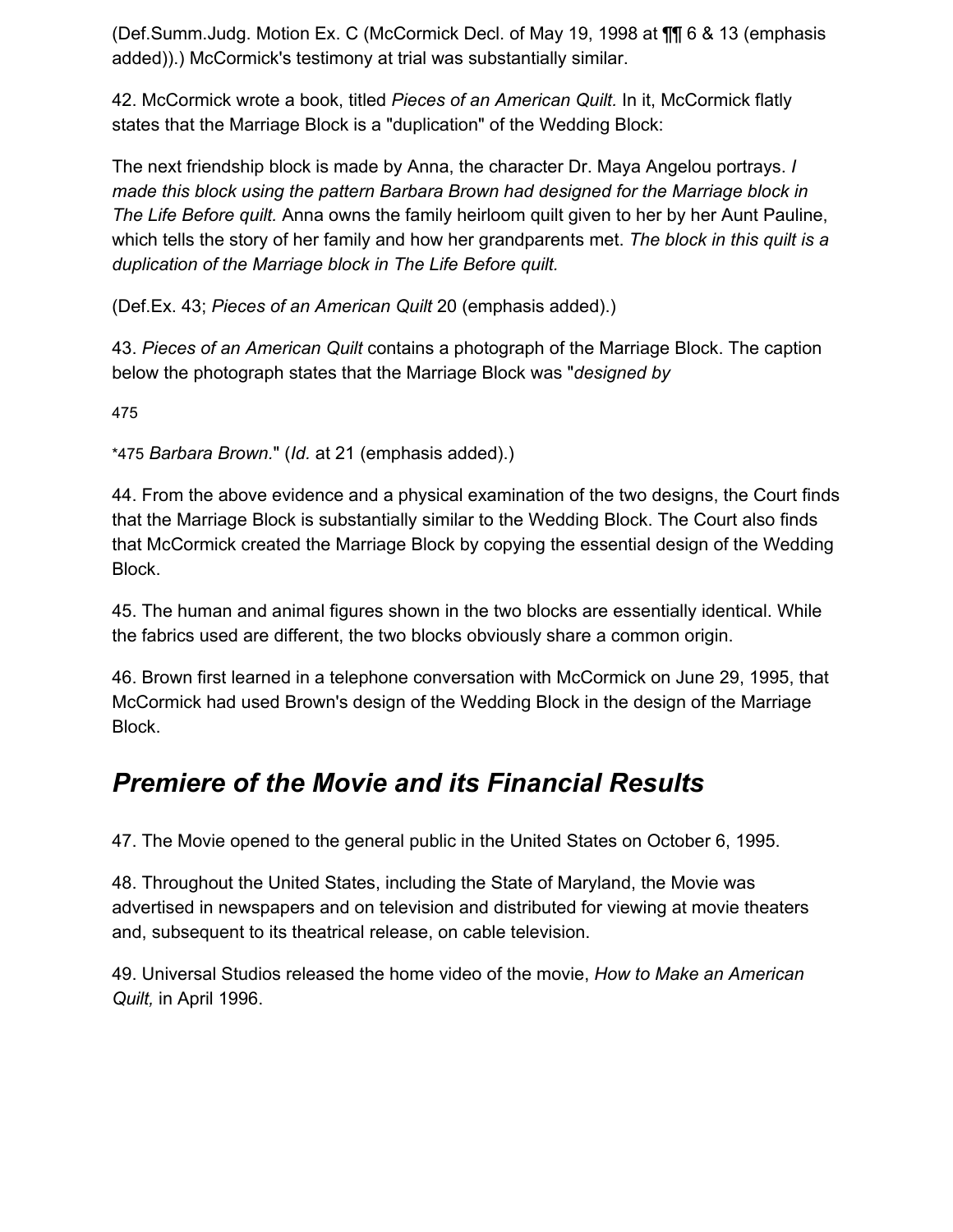(Def.Summ.Judg. Motion Ex. C (McCormick Decl. of May 19, 1998 at ¶¶ 6 & 13 (emphasis added)).) McCormick's testimony at trial was substantially similar.

42. McCormick wrote a book, titled *Pieces of an American Quilt.* In it, McCormick flatly states that the Marriage Block is a "duplication" of the Wedding Block:

The next friendship block is made by Anna, the character Dr. Maya Angelou portrays. *I made this block using the pattern Barbara Brown had designed for the Marriage block in The Life Before quilt.* Anna owns the family heirloom quilt given to her by her Aunt Pauline, which tells the story of her family and how her grandparents met. *The block in this quilt is a duplication of the Marriage block in The Life Before quilt.*

(Def.Ex. 43; *Pieces of an American Quilt* 20 (emphasis added).)

43. *Pieces of an American Quilt* contains a photograph of the Marriage Block. The caption below the photograph states that the Marriage Block was "*designed by*

*475 *Barbara Brown.*" (*Id.* at 21 (emphasis added).)

44. From the above evidence and a physical examination of the two designs, the Court finds that the Marriage Block is substantially similar to the Wedding Block. The Court also finds that McCormick created the Marriage Block by copying the essential design of the Wedding Block.

45. The human and animal figures shown in the two blocks are essentially identical. While the fabrics used are different, the two blocks obviously share a common origin.

46. Brown first learned in a telephone conversation with McCormick on June 29, 1995, that McCormick had used Brown's design of the Wedding Block in the design of the Marriage Block.

## *Premiere of the Movie and its Financial Results*

47. The Movie opened to the general public in the United States on October 6, 1995.

48. Throughout the United States, including the State of Maryland, the Movie was advertised in newspapers and on television and distributed for viewing at movie theaters and, subsequent to its theatrical release, on cable television.

49. Universal Studios released the home video of the movie, *How to Make an American Quilt,* in April 1996.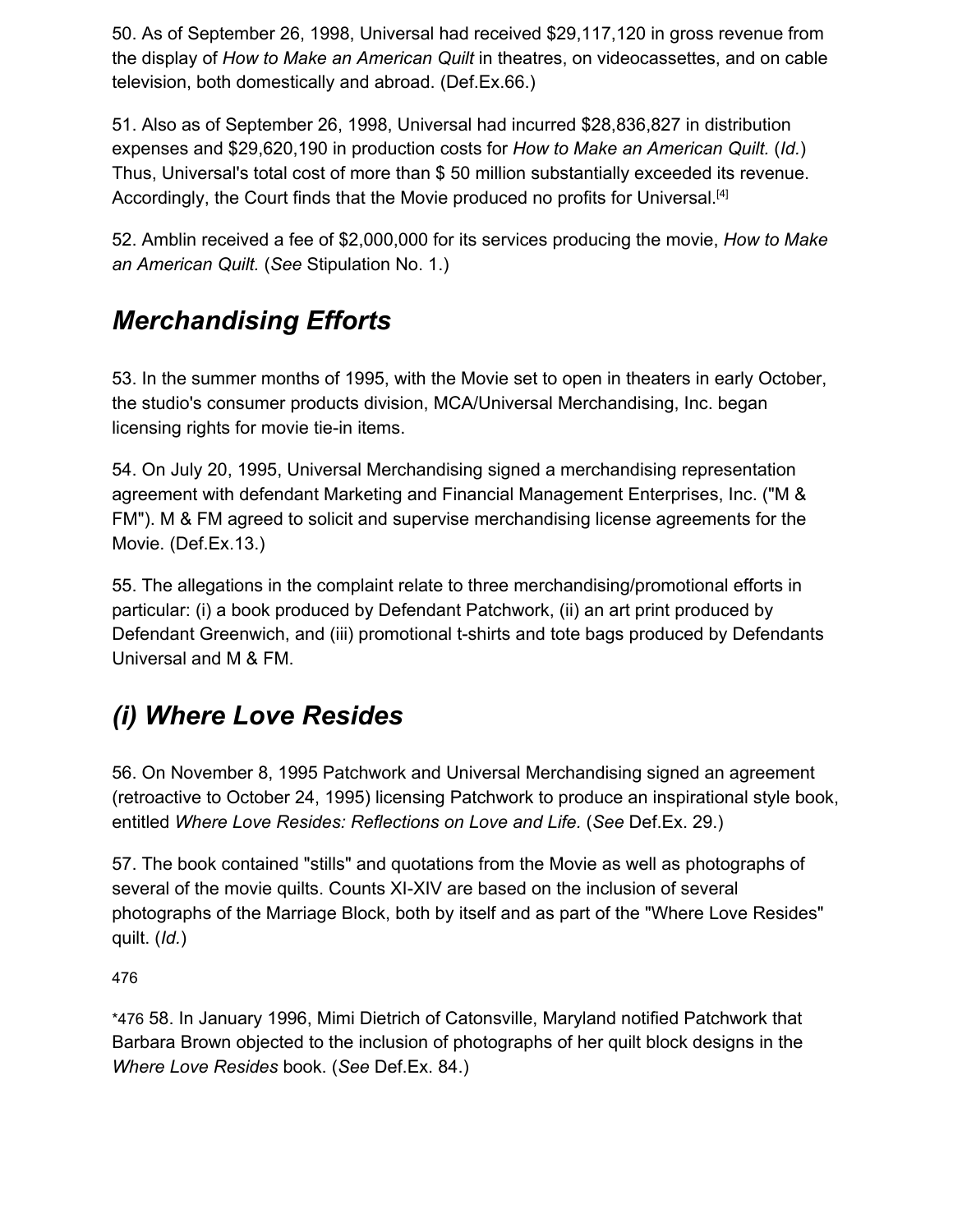50. As of September 26, 1998, Universal had received $29,117,120 in gross revenue from the display of *How to Make an American Quilt* in theatres, on videocassettes, and on cable television, both domestically and abroad. (Def.Ex.66.)

51. Also as of September 26, 1998, Universal had incurred $28,836,827 in distribution expenses and $29,620,190 in production costs for *How to Make an American Quilt.* (*Id.*) Thus, Universal's total cost of more than $ 50 million substantially exceeded its revenue. Accordingly, the Court finds that the Movie produced no profits for Universal.[4]

52. Amblin received a fee of $2,000,000 for its services producing the movie, *How to Make an American Quilt.* (*See* Stipulation No. 1.)

## *Merchandising Efforts*

53. In the summer months of 1995, with the Movie set to open in theaters in early October, the studio's consumer products division, MCA/Universal Merchandising, Inc. began licensing rights for movie tie-in items.

54. On July 20, 1995, Universal Merchandising signed a merchandising representation agreement with defendant Marketing and Financial Management Enterprises, Inc. ("M & FM"). M & FM agreed to solicit and supervise merchandising license agreements for the Movie. (Def.Ex.13.)

55. The allegations in the complaint relate to three merchandising/promotional efforts in particular: (i) a book produced by Defendant Patchwork, (ii) an art print produced by Defendant Greenwich, and (iii) promotional t-shirts and tote bags produced by Defendants Universal and M & FM.

## *(i) Where Love Resides*

56. On November 8, 1995 Patchwork and Universal Merchandising signed an agreement (retroactive to October 24, 1995) licensing Patchwork to produce an inspirational style book, entitled *Where Love Resides: Reflections on Love and Life.* (*See* Def.Ex. 29.)

57. The book contained "stills" and quotations from the Movie as well as photographs of several of the movie quilts. Counts XI-XIV are based on the inclusion of several photographs of the Marriage Block, both by itself and as part of the "Where Love Resides" quilt. (*Id.*)

*476 58. In January 1996, Mimi Dietrich of Catonsville, Maryland notified Patchwork that Barbara Brown objected to the inclusion of photographs of her quilt block designs in the *Where Love Resides* book. (*See* Def.Ex. 84.)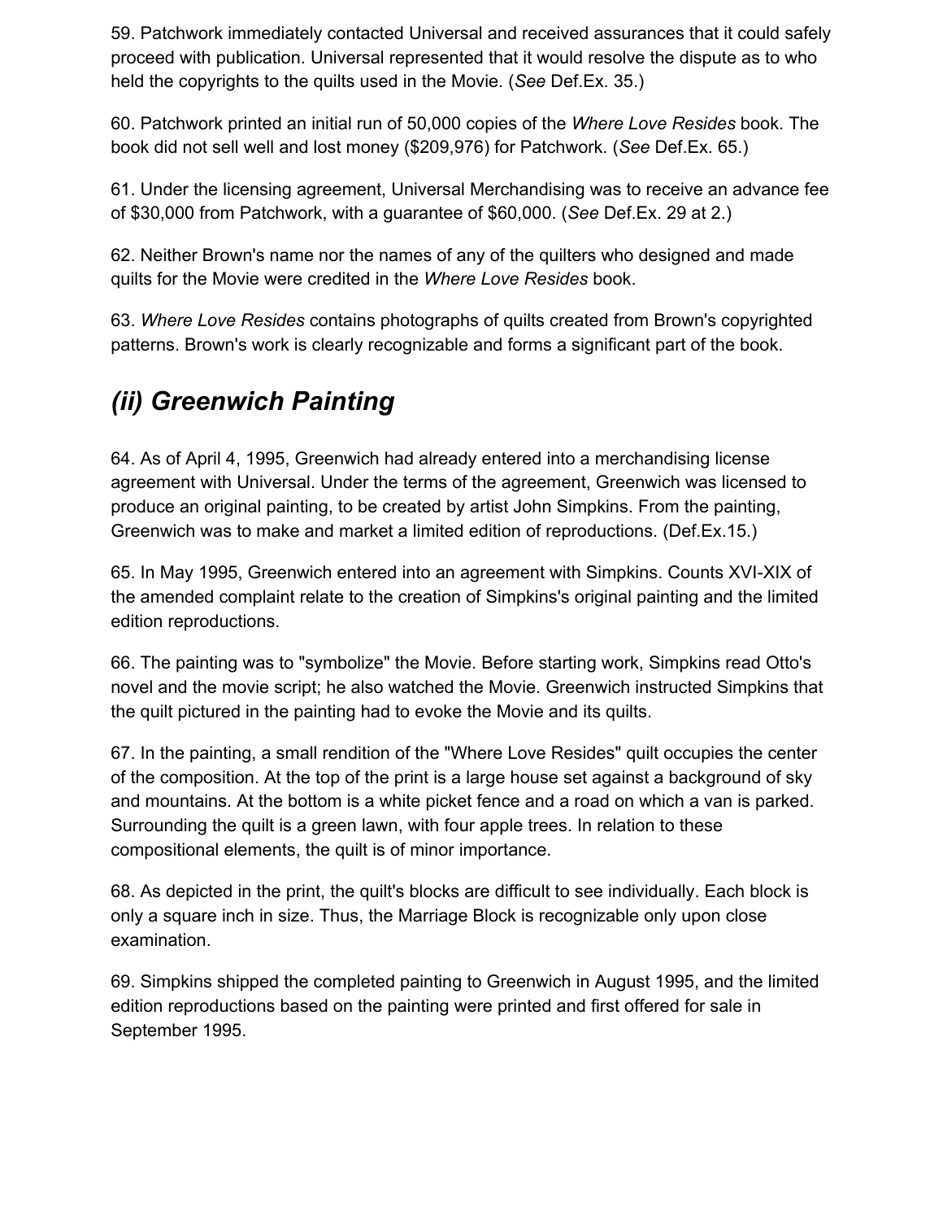59. Patchwork immediately contacted Universal and received assurances that it could safely proceed with publication. Universal represented that it would resolve the dispute as to who held the copyrights to the quilts used in the Movie. (*See* Def.Ex. 35.)

60. Patchwork printed an initial run of 50,000 copies of the *Where Love Resides* book. The book did not sell well and lost money ($209,976) for Patchwork. (*See* Def.Ex. 65.)

61. Under the licensing agreement, Universal Merchandising was to receive an advance fee of $30,000 from Patchwork, with a guarantee of $60,000. (*See* Def.Ex. 29 at 2.)

62. Neither Brown's name nor the names of any of the quilters who designed and made quilts for the Movie were credited in the *Where Love Resides* book.

63. *Where Love Resides* contains photographs of quilts created from Brown's copyrighted patterns. Brown's work is clearly recognizable and forms a significant part of the book.

## *(ii) Greenwich Painting*

64. As of April 4, 1995, Greenwich had already entered into a merchandising license agreement with Universal. Under the terms of the agreement, Greenwich was licensed to produce an original painting, to be created by artist John Simpkins. From the painting, Greenwich was to make and market a limited edition of reproductions. (Def.Ex.15.)

65. In May 1995, Greenwich entered into an agreement with Simpkins. Counts XVI-XIX of the amended complaint relate to the creation of Simpkins's original painting and the limited edition reproductions.

66. The painting was to "symbolize" the Movie. Before starting work, Simpkins read Otto's novel and the movie script; he also watched the Movie. Greenwich instructed Simpkins that the quilt pictured in the painting had to evoke the Movie and its quilts.

67. In the painting, a small rendition of the "Where Love Resides" quilt occupies the center of the composition. At the top of the print is a large house set against a background of sky and mountains. At the bottom is a white picket fence and a road on which a van is parked. Surrounding the quilt is a green lawn, with four apple trees. In relation to these compositional elements, the quilt is of minor importance.

68. As depicted in the print, the quilt's blocks are difficult to see individually. Each block is only a square inch in size. Thus, the Marriage Block is recognizable only upon close examination.

69. Simpkins shipped the completed painting to Greenwich in August 1995, and the limited edition reproductions based on the painting were printed and first offered for sale in September 1995.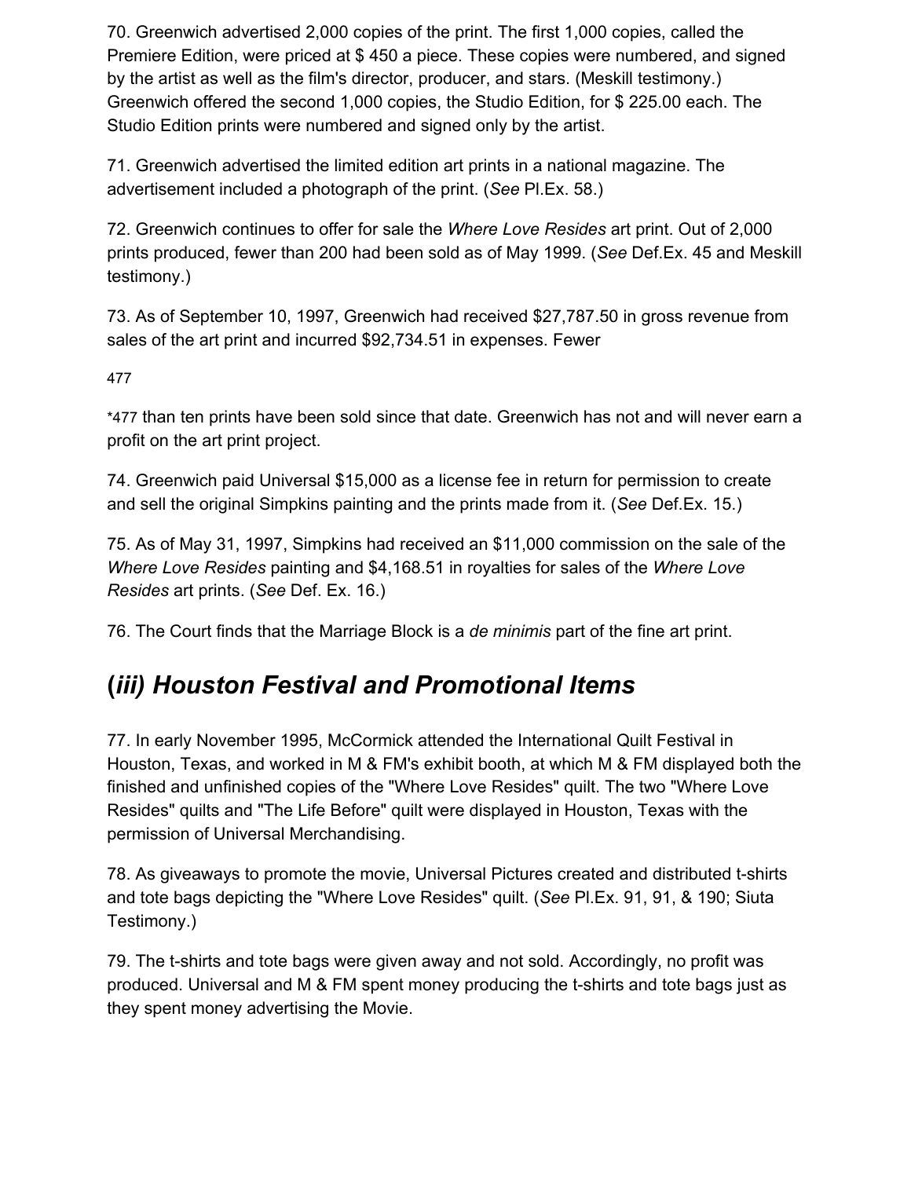70. Greenwich advertised 2,000 copies of the print. The first 1,000 copies, called the Premiere Edition, were priced at $ 450 a piece. These copies were numbered, and signed by the artist as well as the film's director, producer, and stars. (Meskill testimony.) Greenwich offered the second 1,000 copies, the Studio Edition, for $ 225.00 each. The Studio Edition prints were numbered and signed only by the artist.

71. Greenwich advertised the limited edition art prints in a national magazine. The advertisement included a photograph of the print. (*See* Pl.Ex. 58.)

72. Greenwich continues to offer for sale the *Where Love Resides* art print. Out of 2,000 prints produced, fewer than 200 had been sold as of May 1999. (*See* Def.Ex. 45 and Meskill testimony.)

73. As of September 10, 1997, Greenwich had received $27,787.50 in gross revenue from sales of the art print and incurred $92,734.51 in expenses. Fewer

*477 than ten prints have been sold since that date. Greenwich has not and will never earn a profit on the art print project.

74. Greenwich paid Universal $15,000 as a license fee in return for permission to create and sell the original Simpkins painting and the prints made from it. (*See* Def.Ex. 15.)

75. As of May 31, 1997, Simpkins had received an $11,000 commission on the sale of the *Where Love Resides* painting and $4,168.51 in royalties for sales of the *Where Love Resides* art prints. (*See* Def. Ex. 16.)

76. The Court finds that the Marriage Block is a *de minimis* part of the fine art print.

## (*iii) Houston Festival and Promotional Items*

77. In early November 1995, McCormick attended the International Quilt Festival in Houston, Texas, and worked in M & FM's exhibit booth, at which M & FM displayed both the finished and unfinished copies of the "Where Love Resides" quilt. The two "Where Love Resides" quilts and "The Life Before" quilt were displayed in Houston, Texas with the permission of Universal Merchandising.

78. As giveaways to promote the movie, Universal Pictures created and distributed t-shirts and tote bags depicting the "Where Love Resides" quilt. (*See* Pl.Ex. 91, 91, & 190; Siuta Testimony.)

79. The t-shirts and tote bags were given away and not sold. Accordingly, no profit was produced. Universal and M & FM spent money producing the t-shirts and tote bags just as they spent money advertising the Movie.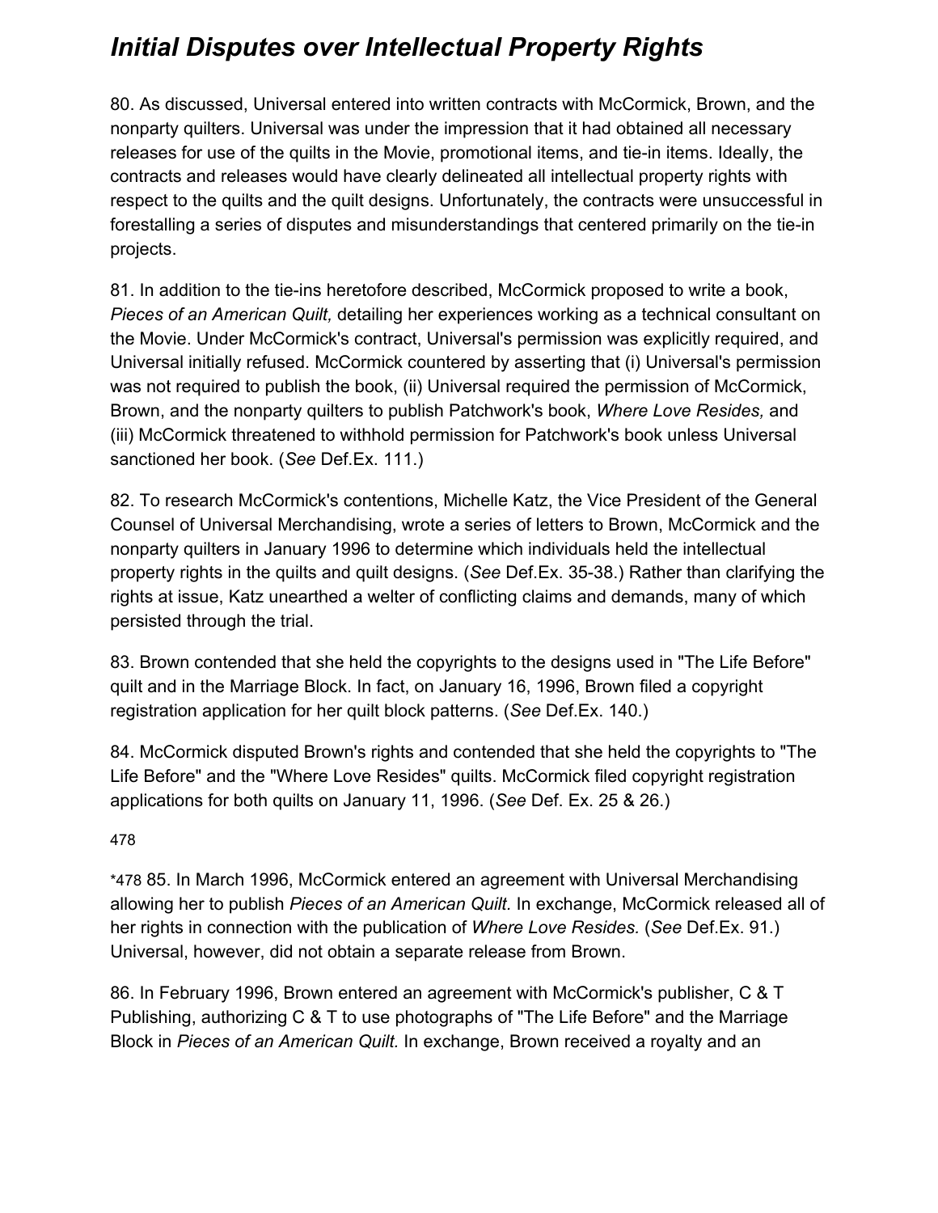## *Initial Disputes over Intellectual Property Rights*

80. As discussed, Universal entered into written contracts with McCormick, Brown, and the nonparty quilters. Universal was under the impression that it had obtained all necessary releases for use of the quilts in the Movie, promotional items, and tie-in items. Ideally, the contracts and releases would have clearly delineated all intellectual property rights with respect to the quilts and the quilt designs. Unfortunately, the contracts were unsuccessful in forestalling a series of disputes and misunderstandings that centered primarily on the tie-in projects.

81. In addition to the tie-ins heretofore described, McCormick proposed to write a book, *Pieces of an American Quilt,* detailing her experiences working as a technical consultant on the Movie. Under McCormick's contract, Universal's permission was explicitly required, and Universal initially refused. McCormick countered by asserting that (i) Universal's permission was not required to publish the book, (ii) Universal required the permission of McCormick, Brown, and the nonparty quilters to publish Patchwork's book, *Where Love Resides,* and (iii) McCormick threatened to withhold permission for Patchwork's book unless Universal sanctioned her book. (*See* Def.Ex. 111.)

82. To research McCormick's contentions, Michelle Katz, the Vice President of the General Counsel of Universal Merchandising, wrote a series of letters to Brown, McCormick and the nonparty quilters in January 1996 to determine which individuals held the intellectual property rights in the quilts and quilt designs. (*See* Def.Ex. 35-38.) Rather than clarifying the rights at issue, Katz unearthed a welter of conflicting claims and demands, many of which persisted through the trial.

83. Brown contended that she held the copyrights to the designs used in "The Life Before" quilt and in the Marriage Block. In fact, on January 16, 1996, Brown filed a copyright registration application for her quilt block patterns. (*See* Def.Ex. 140.)

84. McCormick disputed Brown's rights and contended that she held the copyrights to "The Life Before" and the "Where Love Resides" quilts. McCormick filed copyright registration applications for both quilts on January 11, 1996. (*See* Def. Ex. 25 & 26.)

*478 85. In March 1996, McCormick entered an agreement with Universal Merchandising allowing her to publish *Pieces of an American Quilt.* In exchange, McCormick released all of her rights in connection with the publication of *Where Love Resides.* (*See* Def.Ex. 91.) Universal, however, did not obtain a separate release from Brown.

86. In February 1996, Brown entered an agreement with McCormick's publisher, C & T Publishing, authorizing C & T to use photographs of "The Life Before" and the Marriage Block in *Pieces of an American Quilt.* In exchange, Brown received a royalty and an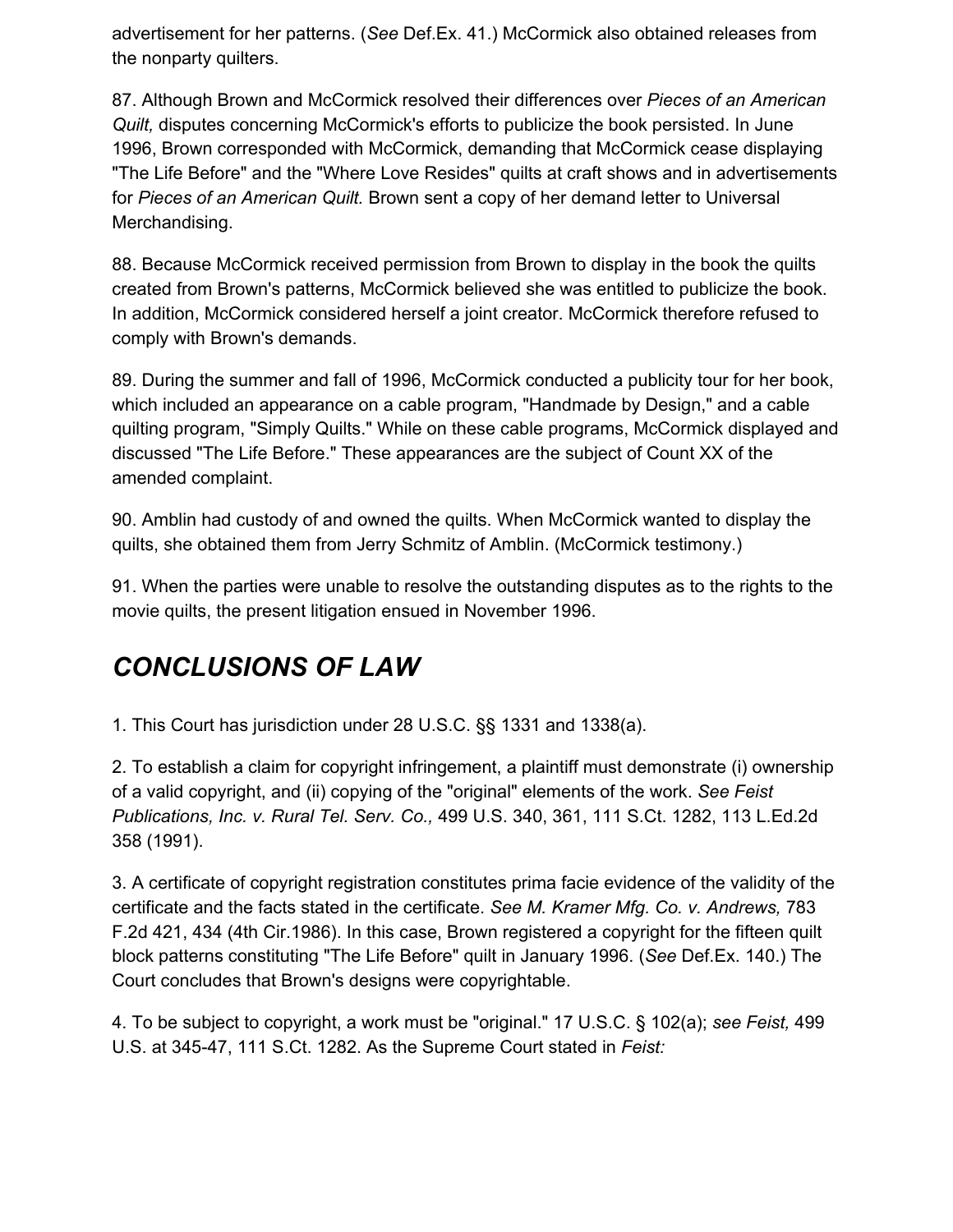advertisement for her patterns. (*See* Def.Ex. 41.) McCormick also obtained releases from the nonparty quilters.

87. Although Brown and McCormick resolved their differences over *Pieces of an American Quilt,* disputes concerning McCormick's efforts to publicize the book persisted. In June 1996, Brown corresponded with McCormick, demanding that McCormick cease displaying "The Life Before" and the "Where Love Resides" quilts at craft shows and in advertisements for *Pieces of an American Quilt.* Brown sent a copy of her demand letter to Universal Merchandising.

88. Because McCormick received permission from Brown to display in the book the quilts created from Brown's patterns, McCormick believed she was entitled to publicize the book. In addition, McCormick considered herself a joint creator. McCormick therefore refused to comply with Brown's demands.

89. During the summer and fall of 1996, McCormick conducted a publicity tour for her book, which included an appearance on a cable program, "Handmade by Design," and a cable quilting program, "Simply Quilts." While on these cable programs, McCormick displayed and discussed "The Life Before." These appearances are the subject of Count XX of the amended complaint.

90. Amblin had custody of and owned the quilts. When McCormick wanted to display the quilts, she obtained them from Jerry Schmitz of Amblin. (McCormick testimony.)

91. When the parties were unable to resolve the outstanding disputes as to the rights to the movie quilts, the present litigation ensued in November 1996.

## *CONCLUSIONS OF LAW*

1. This Court has jurisdiction under 28 U.S.C. §§ 1331 and 1338(a).

2. To establish a claim for copyright infringement, a plaintiff must demonstrate (i) ownership of a valid copyright, and (ii) copying of the "original" elements of the work. *See Feist Publications, Inc. v. Rural Tel. Serv. Co.,* 499 U.S. 340, 361, 111 S.Ct. 1282, 113 L.Ed.2d 358 (1991).

3. A certificate of copyright registration constitutes prima facie evidence of the validity of the certificate and the facts stated in the certificate. *See M. Kramer Mfg. Co. v. Andrews,* 783 F.2d 421, 434 (4th Cir.1986). In this case, Brown registered a copyright for the fifteen quilt block patterns constituting "The Life Before" quilt in January 1996. (*See* Def.Ex. 140.) The Court concludes that Brown's designs were copyrightable.

4. To be subject to copyright, a work must be "original." 17 U.S.C. § 102(a); *see Feist,* 499 U.S. at 345-47, 111 S.Ct. 1282. As the Supreme Court stated in *Feist:*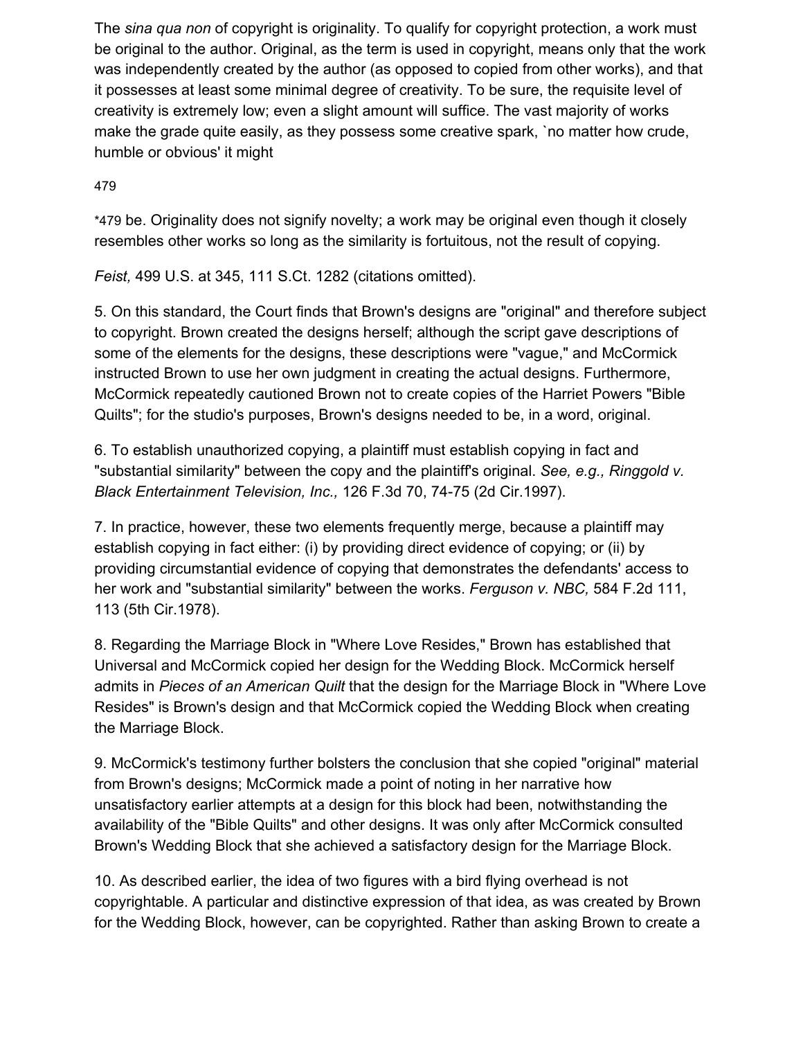The *sina qua non* of copyright is originality. To qualify for copyright protection, a work must be original to the author. Original, as the term is used in copyright, means only that the work was independently created by the author (as opposed to copied from other works), and that it possesses at least some minimal degree of creativity. To be sure, the requisite level of creativity is extremely low; even a slight amount will suffice. The vast majority of works make the grade quite easily, as they possess some creative spark, `no matter how crude, humble or obvious' it might

479

*479 be. Originality does not signify novelty; a work may be original even though it closely resembles other works so long as the similarity is fortuitous, not the result of copying.

*Feist,* 499 U.S. at 345, 111 S.Ct. 1282 (citations omitted).

5. On this standard, the Court finds that Brown's designs are "original" and therefore subject to copyright. Brown created the designs herself; although the script gave descriptions of some of the elements for the designs, these descriptions were "vague," and McCormick instructed Brown to use her own judgment in creating the actual designs. Furthermore, McCormick repeatedly cautioned Brown not to create copies of the Harriet Powers "Bible Quilts"; for the studio's purposes, Brown's designs needed to be, in a word, original.

6. To establish unauthorized copying, a plaintiff must establish copying in fact and "substantial similarity" between the copy and the plaintiff's original. *See, e.g., Ringgold v. Black Entertainment Television, Inc.,* 126 F.3d 70, 74-75 (2d Cir.1997).

7. In practice, however, these two elements frequently merge, because a plaintiff may establish copying in fact either: (i) by providing direct evidence of copying; or (ii) by providing circumstantial evidence of copying that demonstrates the defendants' access to her work and "substantial similarity" between the works. *Ferguson v. NBC,* 584 F.2d 111, 113 (5th Cir.1978).

8. Regarding the Marriage Block in "Where Love Resides," Brown has established that Universal and McCormick copied her design for the Wedding Block. McCormick herself admits in *Pieces of an American Quilt* that the design for the Marriage Block in "Where Love Resides" is Brown's design and that McCormick copied the Wedding Block when creating the Marriage Block.

9. McCormick's testimony further bolsters the conclusion that she copied "original" material from Brown's designs; McCormick made a point of noting in her narrative how unsatisfactory earlier attempts at a design for this block had been, notwithstanding the availability of the "Bible Quilts" and other designs. It was only after McCormick consulted Brown's Wedding Block that she achieved a satisfactory design for the Marriage Block.

10. As described earlier, the idea of two figures with a bird flying overhead is not copyrightable. A particular and distinctive expression of that idea, as was created by Brown for the Wedding Block, however, can be copyrighted. Rather than asking Brown to create a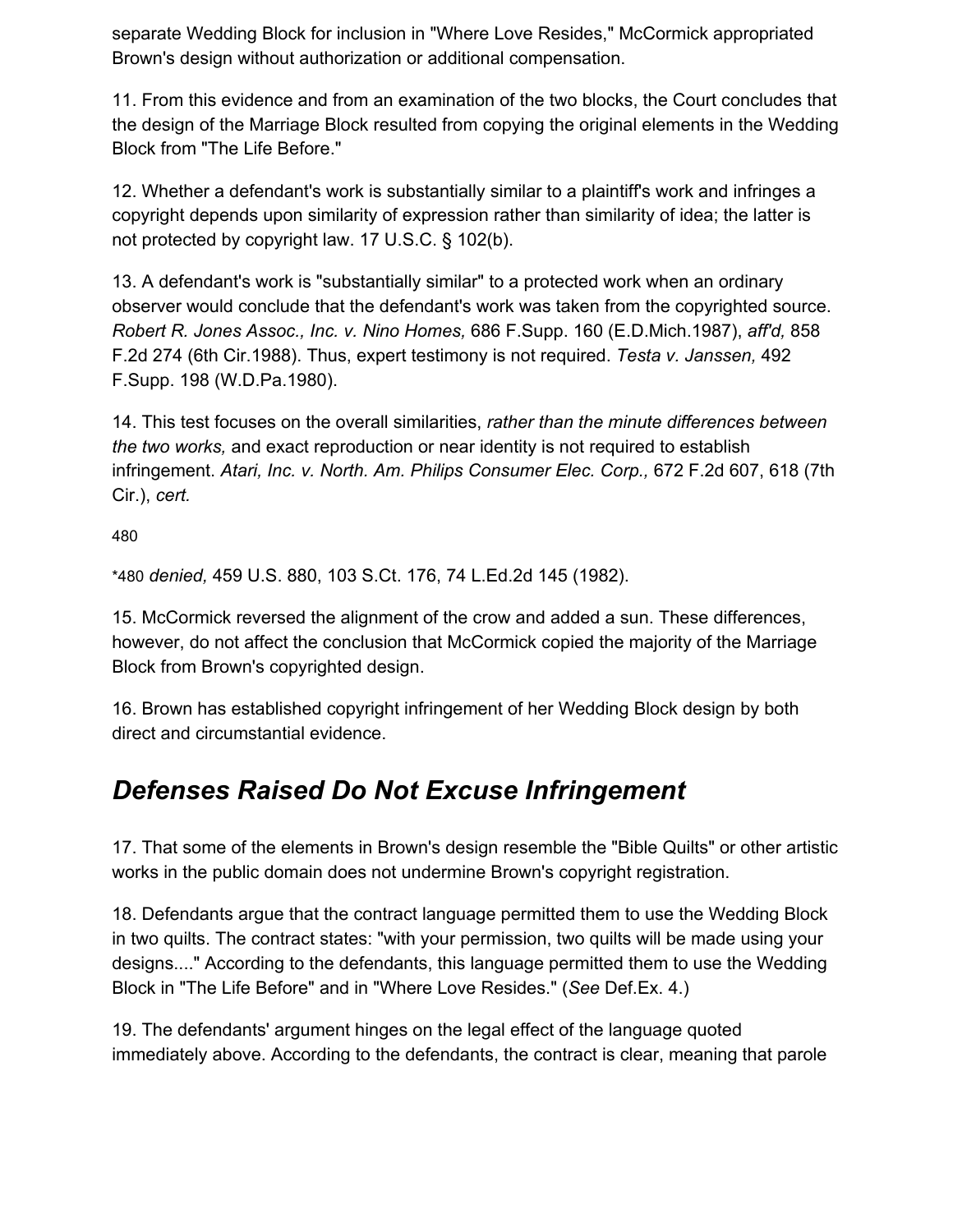separate Wedding Block for inclusion in "Where Love Resides," McCormick appropriated Brown's design without authorization or additional compensation.

11. From this evidence and from an examination of the two blocks, the Court concludes that the design of the Marriage Block resulted from copying the original elements in the Wedding Block from "The Life Before."

12. Whether a defendant's work is substantially similar to a plaintiff's work and infringes a copyright depends upon similarity of expression rather than similarity of idea; the latter is not protected by copyright law. 17 U.S.C. § 102(b).

13. A defendant's work is "substantially similar" to a protected work when an ordinary observer would conclude that the defendant's work was taken from the copyrighted source. *Robert R. Jones Assoc., Inc. v. Nino Homes,* 686 F.Supp. 160 (E.D.Mich.1987), *aff'd,* 858 F.2d 274 (6th Cir.1988). Thus, expert testimony is not required. *Testa v. Janssen,* 492 F.Supp. 198 (W.D.Pa.1980).

14. This test focuses on the overall similarities, *rather than the minute differences between the two works,* and exact reproduction or near identity is not required to establish infringement. *Atari, Inc. v. North. Am. Philips Consumer Elec. Corp.,* 672 F.2d 607, 618 (7th Cir.), *cert.*

*480 *denied,* 459 U.S. 880, 103 S.Ct. 176, 74 L.Ed.2d 145 (1982).

15. McCormick reversed the alignment of the crow and added a sun. These differences, however, do not affect the conclusion that McCormick copied the majority of the Marriage Block from Brown's copyrighted design.

16. Brown has established copyright infringement of her Wedding Block design by both direct and circumstantial evidence.

## *Defenses Raised Do Not Excuse Infringement*

17. That some of the elements in Brown's design resemble the "Bible Quilts" or other artistic works in the public domain does not undermine Brown's copyright registration.

18. Defendants argue that the contract language permitted them to use the Wedding Block in two quilts. The contract states: "with your permission, two quilts will be made using your designs...." According to the defendants, this language permitted them to use the Wedding Block in "The Life Before" and in "Where Love Resides." (*See* Def.Ex. 4.)

19. The defendants' argument hinges on the legal effect of the language quoted immediately above. According to the defendants, the contract is clear, meaning that parole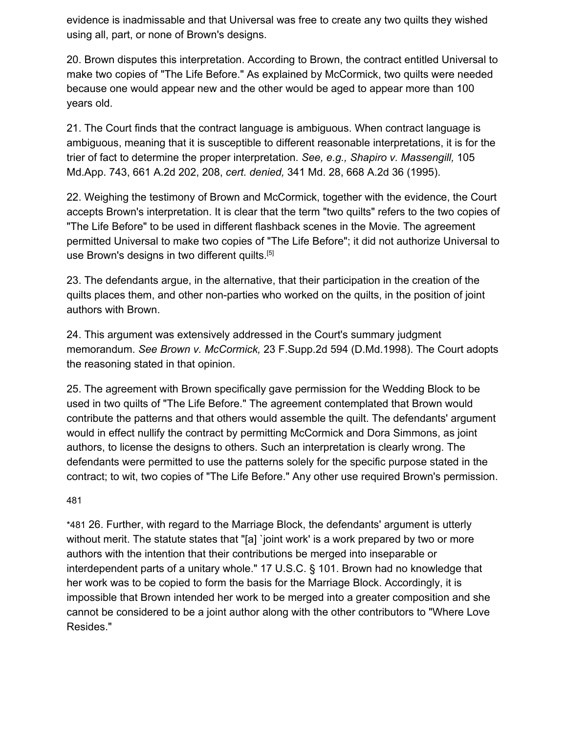evidence is inadmissable and that Universal was free to create any two quilts they wished using all, part, or none of Brown's designs.

20. Brown disputes this interpretation. According to Brown, the contract entitled Universal to make two copies of "The Life Before." As explained by McCormick, two quilts were needed because one would appear new and the other would be aged to appear more than 100 years old.

21. The Court finds that the contract language is ambiguous. When contract language is ambiguous, meaning that it is susceptible to different reasonable interpretations, it is for the trier of fact to determine the proper interpretation. *See, e.g., Shapiro v. Massengill,* 105 Md.App. 743, 661 A.2d 202, 208, *cert. denied,* 341 Md. 28, 668 A.2d 36 (1995).

22. Weighing the testimony of Brown and McCormick, together with the evidence, the Court accepts Brown's interpretation. It is clear that the term "two quilts" refers to the two copies of "The Life Before" to be used in different flashback scenes in the Movie. The agreement permitted Universal to make two copies of "The Life Before"; it did not authorize Universal to use Brown's designs in two different quilts.[5]

23. The defendants argue, in the alternative, that their participation in the creation of the quilts places them, and other non-parties who worked on the quilts, in the position of joint authors with Brown.

24. This argument was extensively addressed in the Court's summary judgment memorandum. *See Brown v. McCormick,* 23 F.Supp.2d 594 (D.Md.1998). The Court adopts the reasoning stated in that opinion.

25. The agreement with Brown specifically gave permission for the Wedding Block to be used in two quilts of "The Life Before." The agreement contemplated that Brown would contribute the patterns and that others would assemble the quilt. The defendants' argument would in effect nullify the contract by permitting McCormick and Dora Simmons, as joint authors, to license the designs to others. Such an interpretation is clearly wrong. The defendants were permitted to use the patterns solely for the specific purpose stated in the contract; to wit, two copies of "The Life Before." Any other use required Brown's permission.

481

*481 26. Further, with regard to the Marriage Block, the defendants' argument is utterly without merit. The statute states that "[a] `joint work' is a work prepared by two or more authors with the intention that their contributions be merged into inseparable or interdependent parts of a unitary whole." 17 U.S.C. § 101. Brown had no knowledge that her work was to be copied to form the basis for the Marriage Block. Accordingly, it is impossible that Brown intended her work to be merged into a greater composition and she cannot be considered to be a joint author along with the other contributors to "Where Love Resides."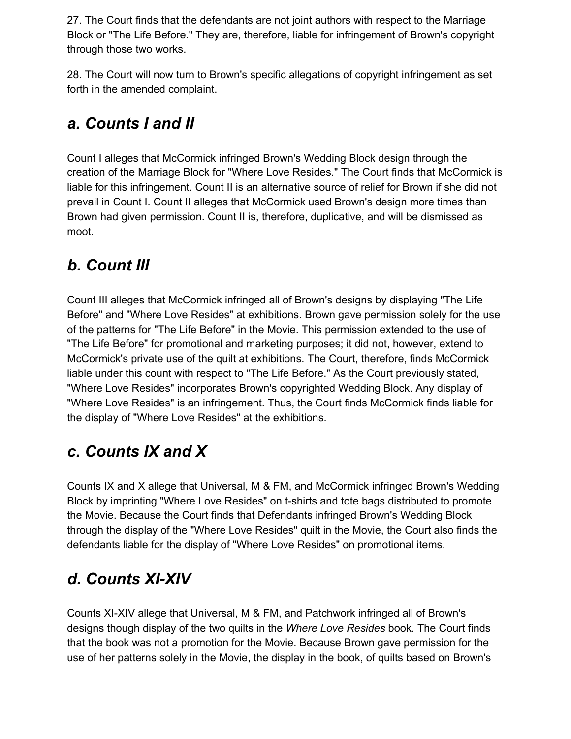27. The Court finds that the defendants are not joint authors with respect to the Marriage Block or "The Life Before." They are, therefore, liable for infringement of Brown's copyright through those two works.

28. The Court will now turn to Brown's specific allegations of copyright infringement as set forth in the amended complaint.

### *a. Counts I and II*

Count I alleges that McCormick infringed Brown's Wedding Block design through the creation of the Marriage Block for "Where Love Resides." The Court finds that McCormick is liable for this infringement. Count II is an alternative source of relief for Brown if she did not prevail in Count I. Count II alleges that McCormick used Brown's design more times than Brown had given permission. Count II is, therefore, duplicative, and will be dismissed as moot.

### *b. Count III*

Count III alleges that McCormick infringed all of Brown's designs by displaying "The Life Before" and "Where Love Resides" at exhibitions. Brown gave permission solely for the use of the patterns for "The Life Before" in the Movie. This permission extended to the use of "The Life Before" for promotional and marketing purposes; it did not, however, extend to McCormick's private use of the quilt at exhibitions. The Court, therefore, finds McCormick liable under this count with respect to "The Life Before." As the Court previously stated, "Where Love Resides" incorporates Brown's copyrighted Wedding Block. Any display of "Where Love Resides" is an infringement. Thus, the Court finds McCormick finds liable for the display of "Where Love Resides" at the exhibitions.

### *c. Counts IX and X*

Counts IX and X allege that Universal, M & FM, and McCormick infringed Brown's Wedding Block by imprinting "Where Love Resides" on t-shirts and tote bags distributed to promote the Movie. Because the Court finds that Defendants infringed Brown's Wedding Block through the display of the "Where Love Resides" quilt in the Movie, the Court also finds the defendants liable for the display of "Where Love Resides" on promotional items.

### *d. Counts XI-XIV*

Counts XI-XIV allege that Universal, M & FM, and Patchwork infringed all of Brown's designs though display of the two quilts in the *Where Love Resides* book. The Court finds that the book was not a promotion for the Movie. Because Brown gave permission for the use of her patterns solely in the Movie, the display in the book, of quilts based on Brown's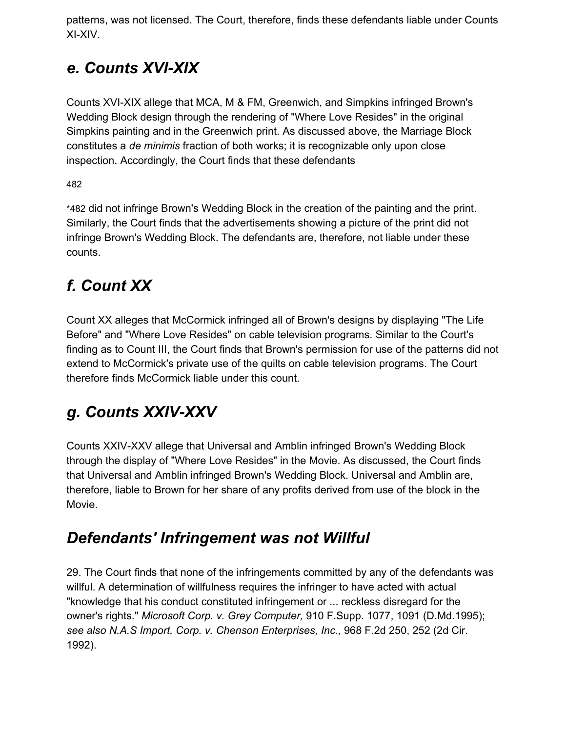patterns, was not licensed. The Court, therefore, finds these defendants liable under Counts XI-XIV.

### *e. Counts XVI-XIX*

Counts XVI-XIX allege that MCA, M & FM, Greenwich, and Simpkins infringed Brown's Wedding Block design through the rendering of "Where Love Resides" in the original Simpkins painting and in the Greenwich print. As discussed above, the Marriage Block constitutes a *de minimis* fraction of both works; it is recognizable only upon close inspection. Accordingly, the Court finds that these defendants

482

*482 did not infringe Brown's Wedding Block in the creation of the painting and the print. Similarly, the Court finds that the advertisements showing a picture of the print did not infringe Brown's Wedding Block. The defendants are, therefore, not liable under these counts.

### *f. Count XX*

Count XX alleges that McCormick infringed all of Brown's designs by displaying "The Life Before" and "Where Love Resides" on cable television programs. Similar to the Court's finding as to Count III, the Court finds that Brown's permission for use of the patterns did not extend to McCormick's private use of the quilts on cable television programs. The Court therefore finds McCormick liable under this count.

### *g. Counts XXIV-XXV*

Counts XXIV-XXV allege that Universal and Amblin infringed Brown's Wedding Block through the display of "Where Love Resides" in the Movie. As discussed, the Court finds that Universal and Amblin infringed Brown's Wedding Block. Universal and Amblin are, therefore, liable to Brown for her share of any profits derived from use of the block in the Movie.

## *Defendants' Infringement was not Willful*

29. The Court finds that none of the infringements committed by any of the defendants was willful. A determination of willfulness requires the infringer to have acted with actual "knowledge that his conduct constituted infringement or ... reckless disregard for the owner's rights." *Microsoft Corp. v. Grey Computer,* 910 F.Supp. 1077, 1091 (D.Md.1995); *see also N.A.S Import, Corp. v. Chenson Enterprises, Inc.,* 968 F.2d 250, 252 (2d Cir. 1992).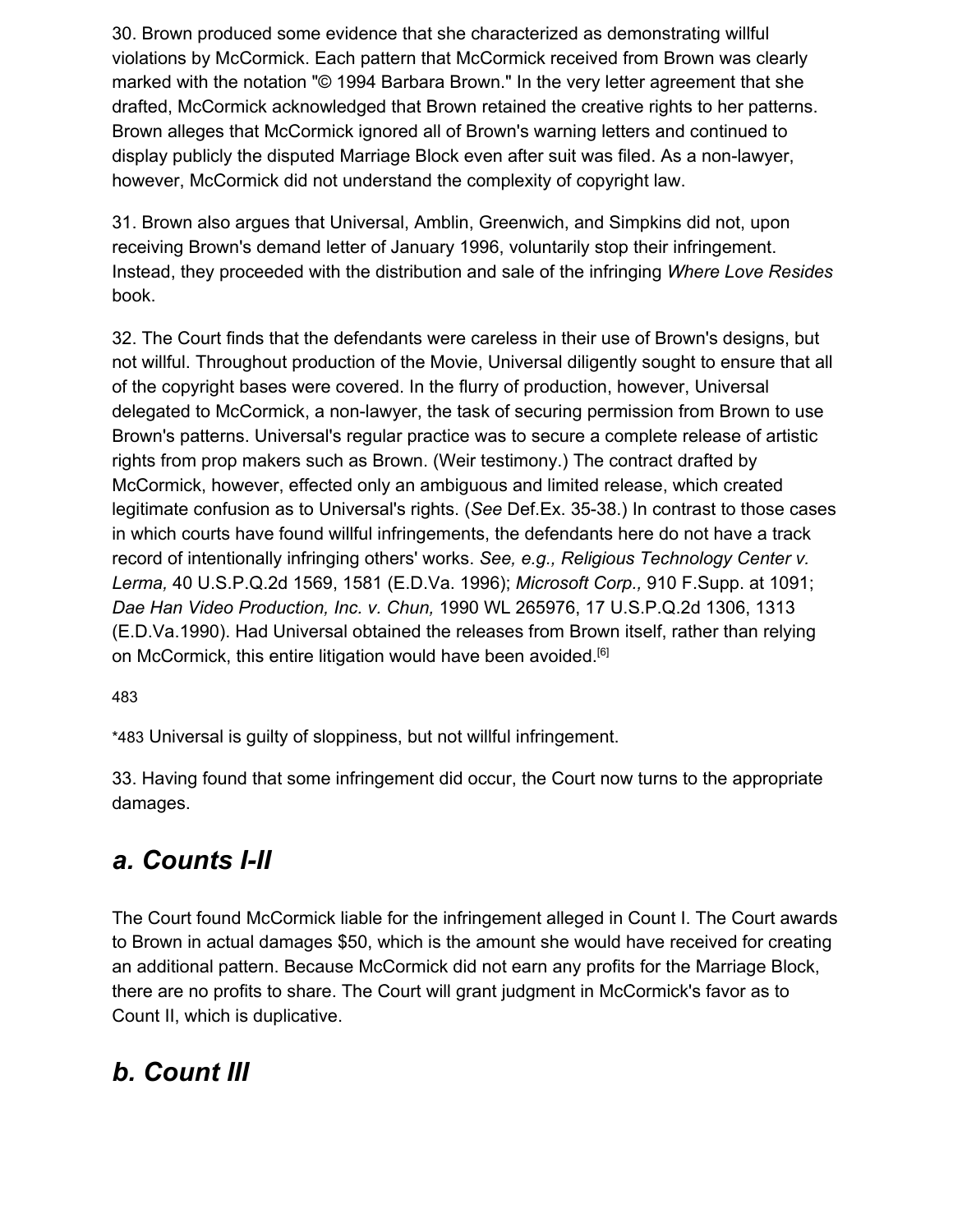30. Brown produced some evidence that she characterized as demonstrating willful violations by McCormick. Each pattern that McCormick received from Brown was clearly marked with the notation "© 1994 Barbara Brown." In the very letter agreement that she drafted, McCormick acknowledged that Brown retained the creative rights to her patterns. Brown alleges that McCormick ignored all of Brown's warning letters and continued to display publicly the disputed Marriage Block even after suit was filed. As a non-lawyer, however, McCormick did not understand the complexity of copyright law.

31. Brown also argues that Universal, Amblin, Greenwich, and Simpkins did not, upon receiving Brown's demand letter of January 1996, voluntarily stop their infringement. Instead, they proceeded with the distribution and sale of the infringing *Where Love Resides* book.

32. The Court finds that the defendants were careless in their use of Brown's designs, but not willful. Throughout production of the Movie, Universal diligently sought to ensure that all of the copyright bases were covered. In the flurry of production, however, Universal delegated to McCormick, a non-lawyer, the task of securing permission from Brown to use Brown's patterns. Universal's regular practice was to secure a complete release of artistic rights from prop makers such as Brown. (Weir testimony.) The contract drafted by McCormick, however, effected only an ambiguous and limited release, which created legitimate confusion as to Universal's rights. (*See* Def.Ex. 35-38.) In contrast to those cases in which courts have found willful infringements, the defendants here do not have a track record of intentionally infringing others' works. *See, e.g., Religious Technology Center v. Lerma,* 40 U.S.P.Q.2d 1569, 1581 (E.D.Va. 1996); *Microsoft Corp.,* 910 F.Supp. at 1091; *Dae Han Video Production, Inc. v. Chun,* 1990 WL 265976, 17 U.S.P.Q.2d 1306, 1313 (E.D.Va.1990). Had Universal obtained the releases from Brown itself, rather than relying on McCormick, this entire litigation would have been avoided.[6]

*483 Universal is guilty of sloppiness, but not willful infringement.

33. Having found that some infringement did occur, the Court now turns to the appropriate damages.

## *a. Counts I-II*

The Court found McCormick liable for the infringement alleged in Count I. The Court awards to Brown in actual damages $50, which is the amount she would have received for creating an additional pattern. Because McCormick did not earn any profits for the Marriage Block, there are no profits to share. The Court will grant judgment in McCormick's favor as to Count II, which is duplicative.

## *b. Count III*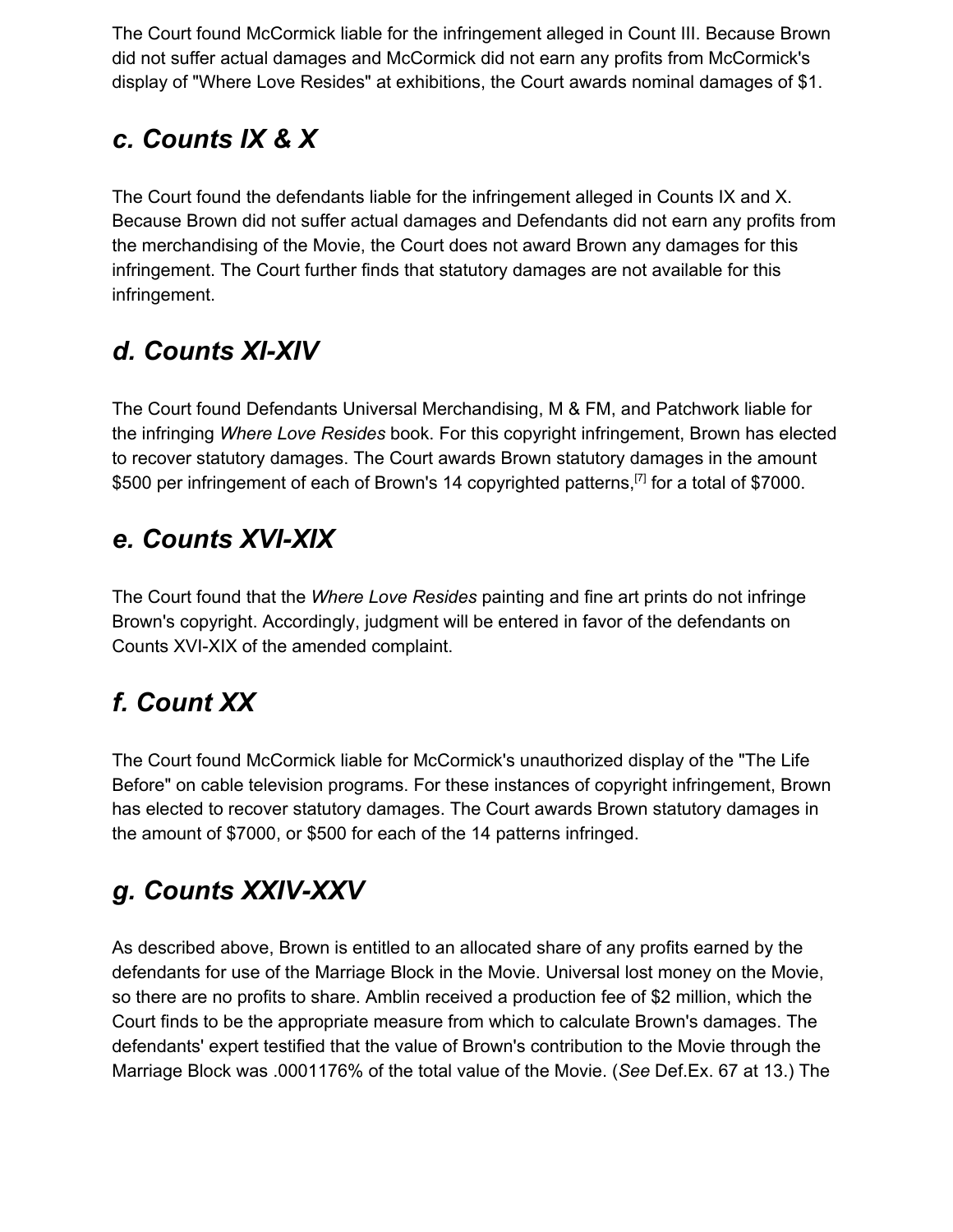The Court found McCormick liable for the infringement alleged in Count III. Because Brown did not suffer actual damages and McCormick did not earn any profits from McCormick's display of "Where Love Resides" at exhibitions, the Court awards nominal damages of $1.

### *c. Counts IX & X*

The Court found the defendants liable for the infringement alleged in Counts IX and X. Because Brown did not suffer actual damages and Defendants did not earn any profits from the merchandising of the Movie, the Court does not award Brown any damages for this infringement. The Court further finds that statutory damages are not available for this infringement.

### *d. Counts XI-XIV*

The Court found Defendants Universal Merchandising, M & FM, and Patchwork liable for the infringing *Where Love Resides* book. For this copyright infringement, Brown has elected to recover statutory damages. The Court awards Brown statutory damages in the amount $500 per infringement of each of Brown's 14 copyrighted patterns,[7] for a total of $7000.

### *e. Counts XVI-XIX*

The Court found that the *Where Love Resides* painting and fine art prints do not infringe Brown's copyright. Accordingly, judgment will be entered in favor of the defendants on Counts XVI-XIX of the amended complaint.

### *f. Count XX*

The Court found McCormick liable for McCormick's unauthorized display of the "The Life Before" on cable television programs. For these instances of copyright infringement, Brown has elected to recover statutory damages. The Court awards Brown statutory damages in the amount of $7000, or $500 for each of the 14 patterns infringed.

### *g. Counts XXIV-XXV*

As described above, Brown is entitled to an allocated share of any profits earned by the defendants for use of the Marriage Block in the Movie. Universal lost money on the Movie, so there are no profits to share. Amblin received a production fee of $2 million, which the Court finds to be the appropriate measure from which to calculate Brown's damages. The defendants' expert testified that the value of Brown's contribution to the Movie through the Marriage Block was .0001176% of the total value of the Movie. (*See* Def.Ex. 67 at 13.) The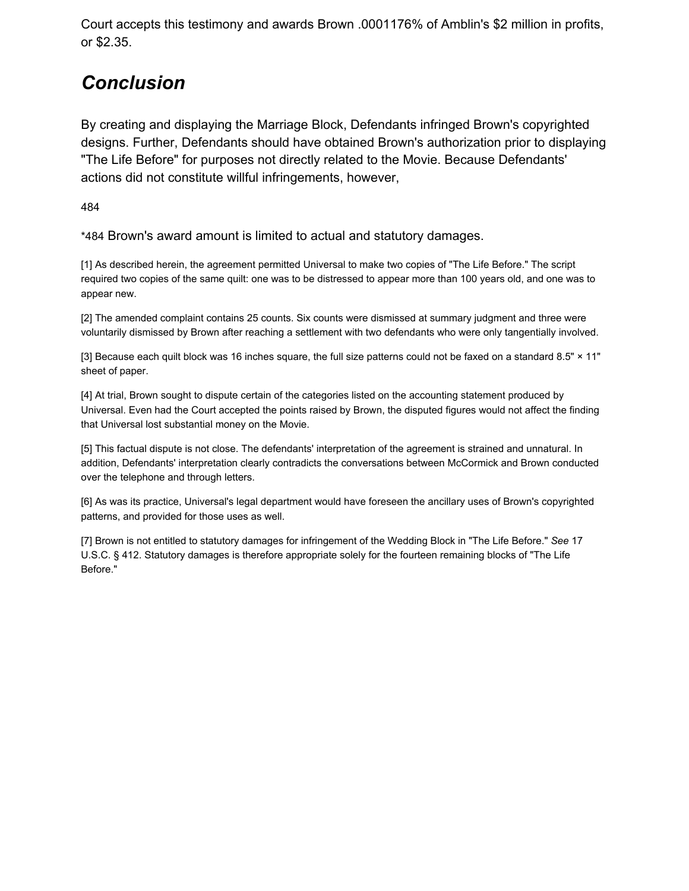Court accepts this testimony and awards Brown .0001176% of Amblin's $2 million in profits, or $2.35.

## *Conclusion*

By creating and displaying the Marriage Block, Defendants infringed Brown's copyrighted designs. Further, Defendants should have obtained Brown's authorization prior to displaying "The Life Before" for purposes not directly related to the Movie. Because Defendants' actions did not constitute willful infringements, however,

*484 Brown's award amount is limited to actual and statutory damages.

[1] As described herein, the agreement permitted Universal to make two copies of "The Life Before." The script required two copies of the same quilt: one was to be distressed to appear more than 100 years old, and one was to appear new.

[2] The amended complaint contains 25 counts. Six counts were dismissed at summary judgment and three were voluntarily dismissed by Brown after reaching a settlement with two defendants who were only tangentially involved.

[3] Because each quilt block was 16 inches square, the full size patterns could not be faxed on a standard 8.5" × 11" sheet of paper.

[4] At trial, Brown sought to dispute certain of the categories listed on the accounting statement produced by Universal. Even had the Court accepted the points raised by Brown, the disputed figures would not affect the finding that Universal lost substantial money on the Movie.

[5] This factual dispute is not close. The defendants' interpretation of the agreement is strained and unnatural. In addition, Defendants' interpretation clearly contradicts the conversations between McCormick and Brown conducted over the telephone and through letters.

[6] As was its practice, Universal's legal department would have foreseen the ancillary uses of Brown's copyrighted patterns, and provided for those uses as well.

[7] Brown is not entitled to statutory damages for infringement of the Wedding Block in "The Life Before." *See* 17 U.S.C. § 412. Statutory damages is therefore appropriate solely for the fourteen remaining blocks of "The Life Before."